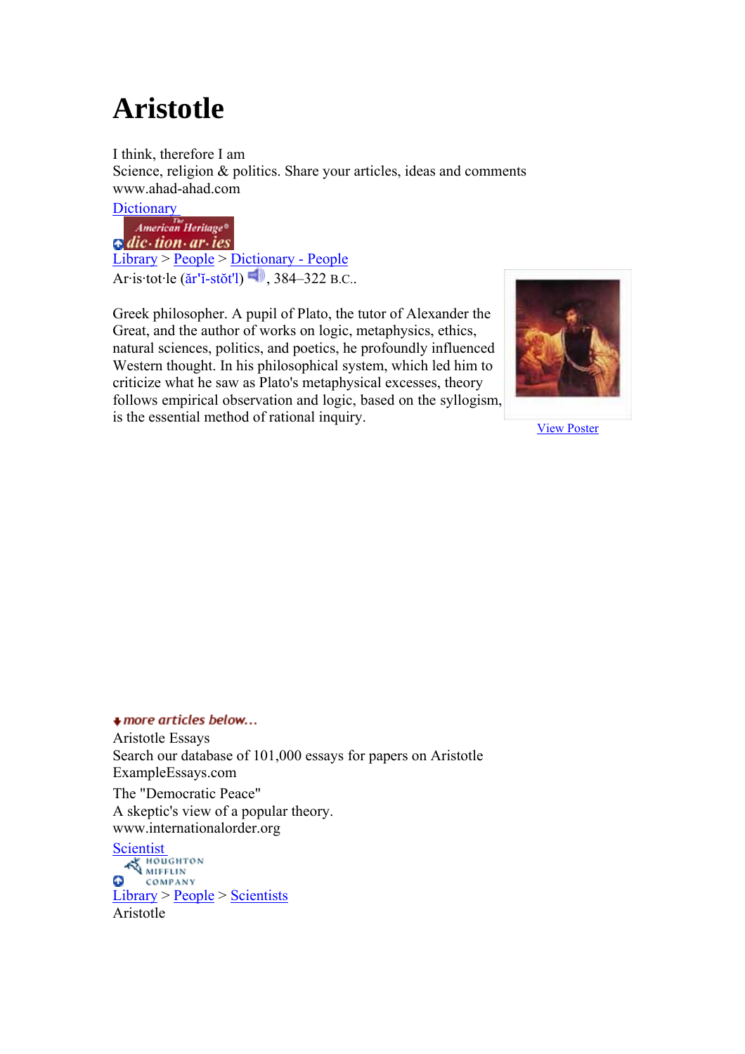# Aristotle

I think, therefore I am
Science, religion & politics. Share your articles, ideas and comments
www.ahad-ahad.com

Dictionary

The American Heritage® dic·tion·ar·ies

Library > People > Dictionary - People

Ar·is·tot·le (ăr'ĭ-stŏt'l), 384–322 B.C..

Greek philosopher. A pupil of Plato, the tutor of Alexander the Great, and the author of works on logic, metaphysics, ethics, natural sciences, politics, and poetics, he profoundly influenced Western thought. In his philosophical system, which led him to criticize what he saw as Plato's metaphysical excesses, theory follows empirical observation and logic, based on the syllogism, is the essential method of rational inquiry.

View Poster

more articles below...

Aristotle Essays
Search our database of 101,000 essays for papers on Aristotle
ExampleEssays.com

The "Democratic Peace"
A skeptic's view of a popular theory.
www.internationalorder.org

Scientist

HOUGHTON MIFFLIN COMPANY

Library > People > Scientists

Aristotle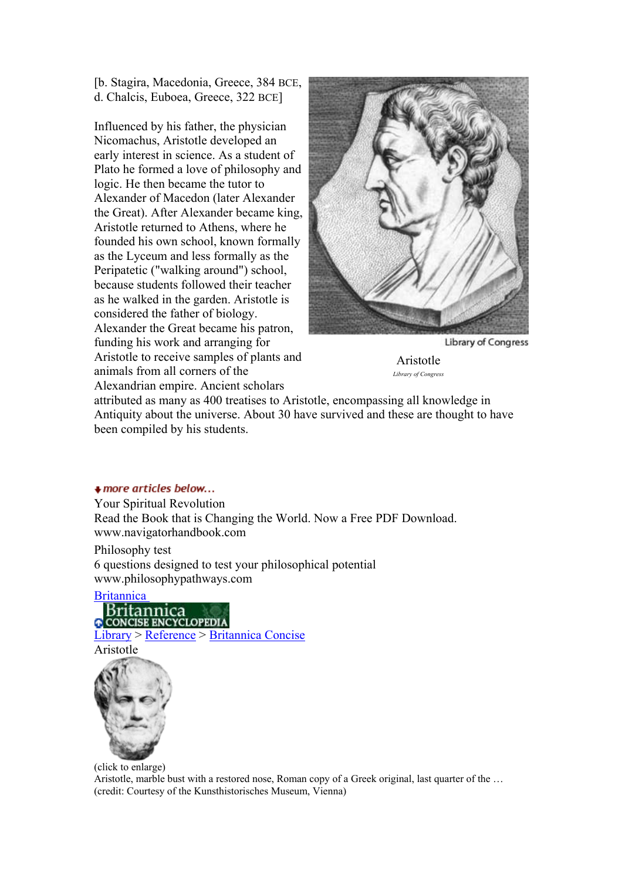[b. Stagira, Macedonia, Greece, 384 BCE, d. Chalcis, Euboea, Greece, 322 BCE]

Influenced by his father, the physician Nicomachus, Aristotle developed an early interest in science. As a student of Plato he formed a love of philosophy and logic. He then became the tutor to Alexander of Macedon (later Alexander the Great). After Alexander became king, Aristotle returned to Athens, where he founded his own school, known formally as the Lyceum and less formally as the Peripatetic ("walking around") school, because students followed their teacher as he walked in the garden. Aristotle is considered the father of biology. Alexander the Great became his patron, funding his work and arranging for Aristotle to receive samples of plants and animals from all corners of the Alexandrian empire. Ancient scholars attributed as many as 400 treatises to Aristotle, encompassing all knowledge in Antiquity about the universe. About 30 have survived and these are thought to have been compiled by his students.

Library of Congress

Aristotle

*Library of Congress*

*more articles below...*

Your Spiritual Revolution
Read the Book that is Changing the World. Now a Free PDF Download.
www.navigatorhandbook.com

Philosophy test
6 questions designed to test your philosophical potential
www.philosophypathways.com

Britannica

Britannica CONCISE ENCYCLOPEDIA

Library > Reference > Britannica Concise

Aristotle

(click to enlarge)
Aristotle, marble bust with a restored nose, Roman copy of a Greek original, last quarter of the …
(credit: Courtesy of the Kunsthistorisches Museum, Vienna)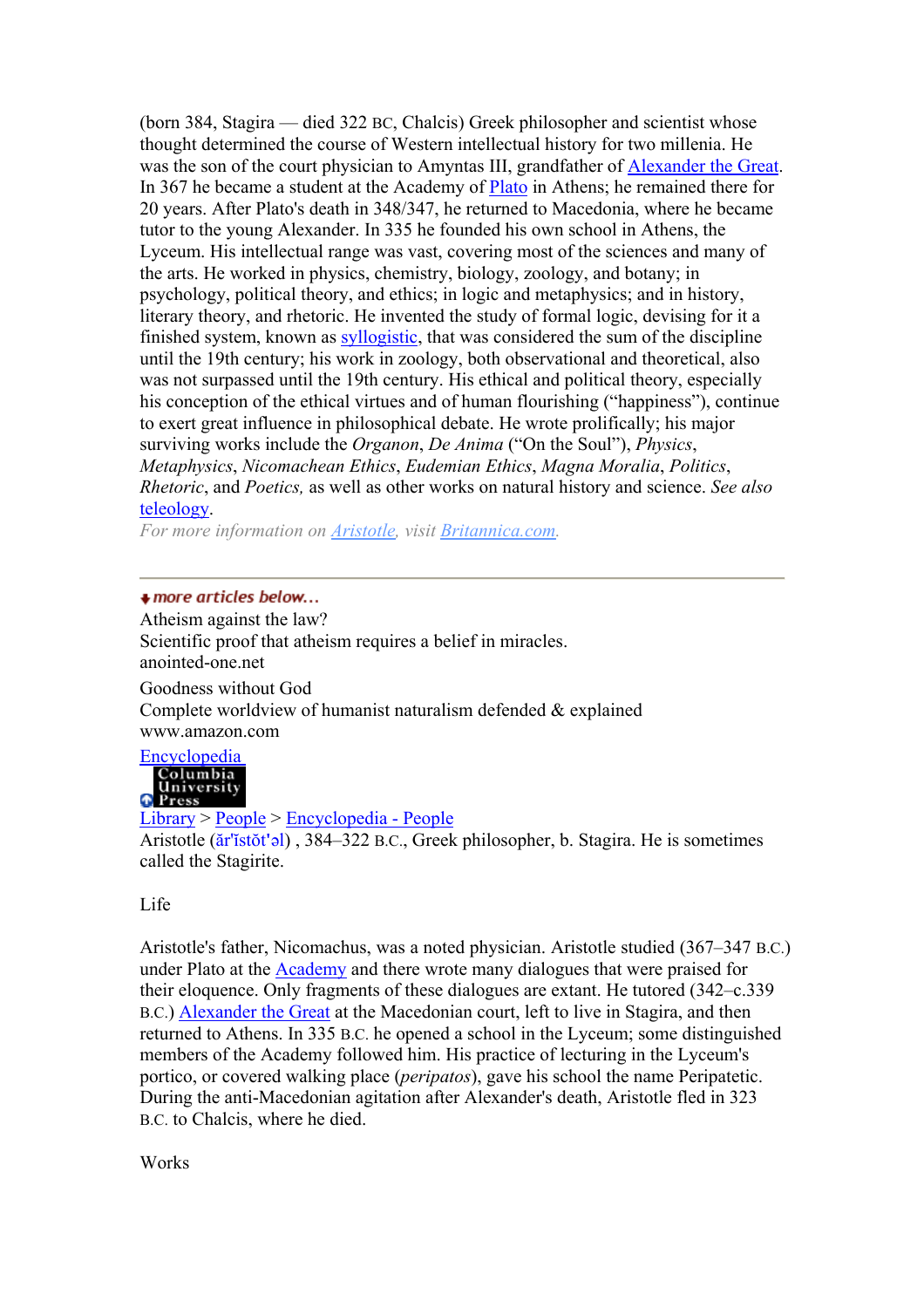(born 384, Stagira — died 322 BC, Chalcis) Greek philosopher and scientist whose thought determined the course of Western intellectual history for two millenia. He was the son of the court physician to Amyntas III, grandfather of Alexander the Great. In 367 he became a student at the Academy of Plato in Athens; he remained there for 20 years. After Plato's death in 348/347, he returned to Macedonia, where he became tutor to the young Alexander. In 335 he founded his own school in Athens, the Lyceum. His intellectual range was vast, covering most of the sciences and many of the arts. He worked in physics, chemistry, biology, zoology, and botany; in psychology, political theory, and ethics; in logic and metaphysics; and in history, literary theory, and rhetoric. He invented the study of formal logic, devising for it a finished system, known as syllogistic, that was considered the sum of the discipline until the 19th century; his work in zoology, both observational and theoretical, also was not surpassed until the 19th century. His ethical and political theory, especially his conception of the ethical virtues and of human flourishing ("happiness"), continue to exert great influence in philosophical debate. He wrote prolifically; his major surviving works include the *Organon*, *De Anima* ("On the Soul"), *Physics*, *Metaphysics*, *Nicomachean Ethics*, *Eudemian Ethics*, *Magna Moralia*, *Politics*, *Rhetoric*, and *Poetics,* as well as other works on natural history and science. *See also* teleology.

*For more information on Aristotle, visit Britannica.com.*

---

***more articles below...***

Atheism against the law?
Scientific proof that atheism requires a belief in miracles.
anointed-one.net

Goodness without God
Complete worldview of humanist naturalism defended & explained
www.amazon.com

Encyclopedia
Columbia University Press

Library > People > Encyclopedia - People

Aristotle (ăr'ĭstŏt'əl) , 384–322 B.C., Greek philosopher, b. Stagira. He is sometimes called the Stagirite.

## Life

Aristotle's father, Nicomachus, was a noted physician. Aristotle studied (367–347 B.C.) under Plato at the Academy and there wrote many dialogues that were praised for their eloquence. Only fragments of these dialogues are extant. He tutored (342–c.339 B.C.) Alexander the Great at the Macedonian court, left to live in Stagira, and then returned to Athens. In 335 B.C. he opened a school in the Lyceum; some distinguished members of the Academy followed him. His practice of lecturing in the Lyceum's portico, or covered walking place (*peripatos*), gave his school the name Peripatetic. During the anti-Macedonian agitation after Alexander's death, Aristotle fled in 323 B.C. to Chalcis, where he died.

## Works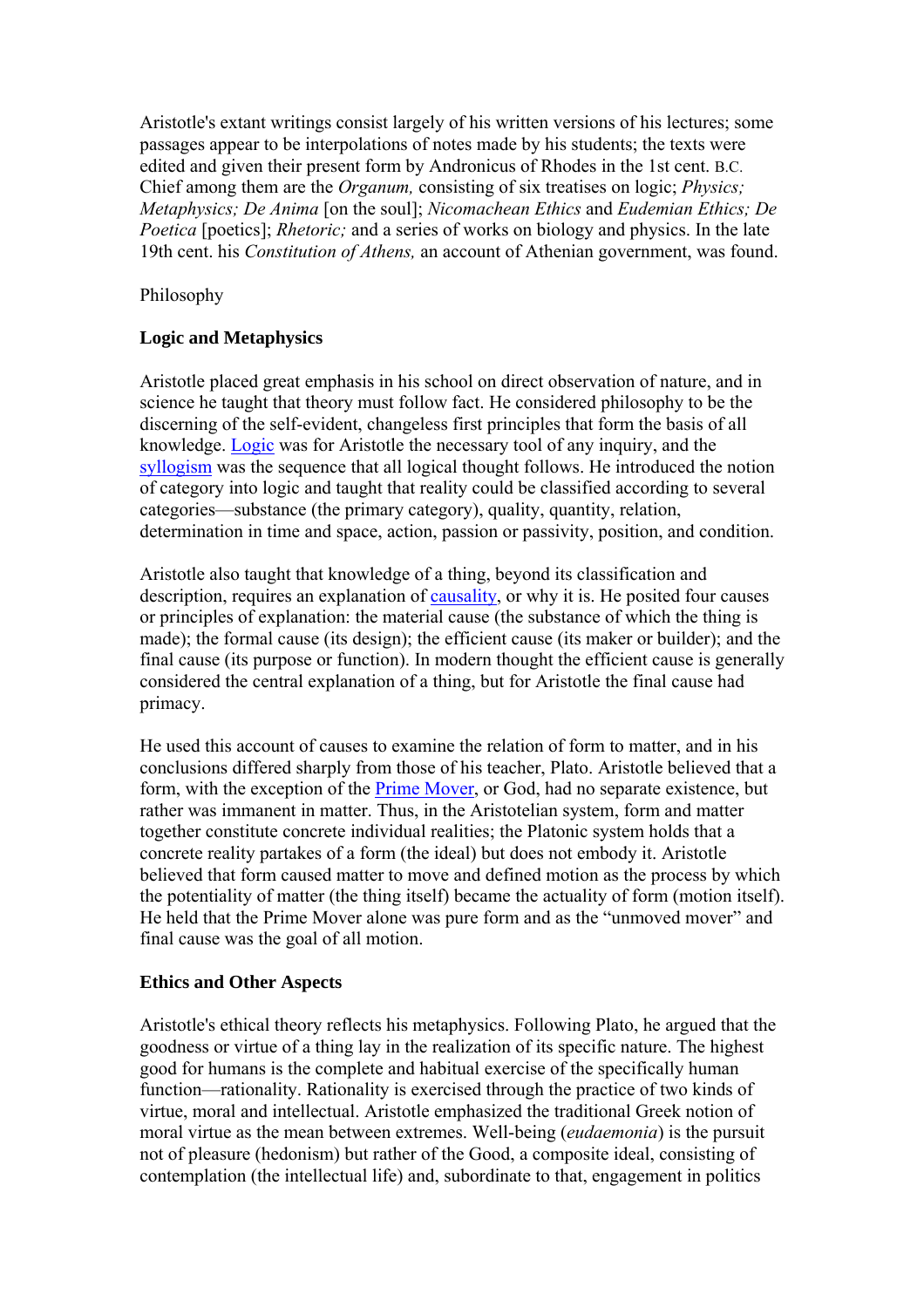Aristotle's extant writings consist largely of his written versions of his lectures; some passages appear to be interpolations of notes made by his students; the texts were edited and given their present form by Andronicus of Rhodes in the 1st cent. B.C. Chief among them are the *Organum,* consisting of six treatises on logic; *Physics; Metaphysics; De Anima* [on the soul]; *Nicomachean Ethics* and *Eudemian Ethics; De Poetica* [poetics]; *Rhetoric;* and a series of works on biology and physics. In the late 19th cent. his *Constitution of Athens,* an account of Athenian government, was found.

Philosophy

**Logic and Metaphysics**

Aristotle placed great emphasis in his school on direct observation of nature, and in science he taught that theory must follow fact. He considered philosophy to be the discerning of the self-evident, changeless first principles that form the basis of all knowledge. Logic was for Aristotle the necessary tool of any inquiry, and the syllogism was the sequence that all logical thought follows. He introduced the notion of category into logic and taught that reality could be classified according to several categories—substance (the primary category), quality, quantity, relation, determination in time and space, action, passion or passivity, position, and condition.

Aristotle also taught that knowledge of a thing, beyond its classification and description, requires an explanation of causality, or why it is. He posited four causes or principles of explanation: the material cause (the substance of which the thing is made); the formal cause (its design); the efficient cause (its maker or builder); and the final cause (its purpose or function). In modern thought the efficient cause is generally considered the central explanation of a thing, but for Aristotle the final cause had primacy.

He used this account of causes to examine the relation of form to matter, and in his conclusions differed sharply from those of his teacher, Plato. Aristotle believed that a form, with the exception of the Prime Mover, or God, had no separate existence, but rather was immanent in matter. Thus, in the Aristotelian system, form and matter together constitute concrete individual realities; the Platonic system holds that a concrete reality partakes of a form (the ideal) but does not embody it. Aristotle believed that form caused matter to move and defined motion as the process by which the potentiality of matter (the thing itself) became the actuality of form (motion itself). He held that the Prime Mover alone was pure form and as the "unmoved mover" and final cause was the goal of all motion.

**Ethics and Other Aspects**

Aristotle's ethical theory reflects his metaphysics. Following Plato, he argued that the goodness or virtue of a thing lay in the realization of its specific nature. The highest good for humans is the complete and habitual exercise of the specifically human function—rationality. Rationality is exercised through the practice of two kinds of virtue, moral and intellectual. Aristotle emphasized the traditional Greek notion of moral virtue as the mean between extremes. Well-being (*eudaemonia*) is the pursuit not of pleasure (hedonism) but rather of the Good, a composite ideal, consisting of contemplation (the intellectual life) and, subordinate to that, engagement in politics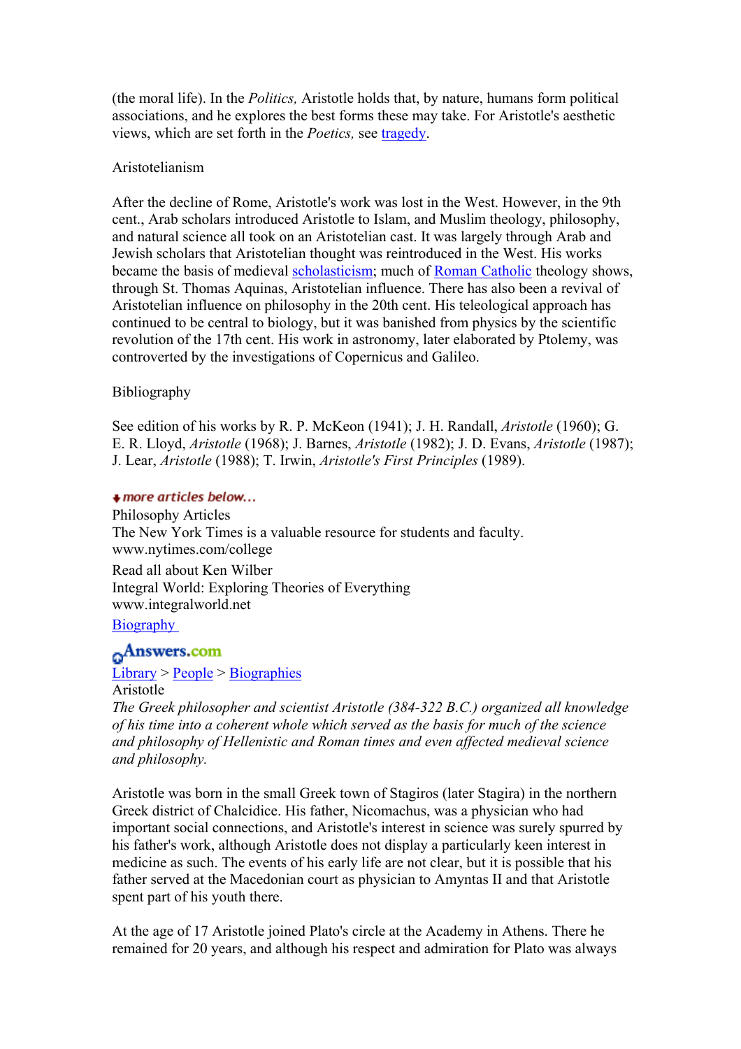(the moral life). In the *Politics,* Aristotle holds that, by nature, humans form political associations, and he explores the best forms these may take. For Aristotle's aesthetic views, which are set forth in the *Poetics,* see tragedy.

## Aristotelianism

After the decline of Rome, Aristotle's work was lost in the West. However, in the 9th cent., Arab scholars introduced Aristotle to Islam, and Muslim theology, philosophy, and natural science all took on an Aristotelian cast. It was largely through Arab and Jewish scholars that Aristotelian thought was reintroduced in the West. His works became the basis of medieval scholasticism; much of Roman Catholic theology shows, through St. Thomas Aquinas, Aristotelian influence. There has also been a revival of Aristotelian influence on philosophy in the 20th cent. His teleological approach has continued to be central to biology, but it was banished from physics by the scientific revolution of the 17th cent. His work in astronomy, later elaborated by Ptolemy, was controverted by the investigations of Copernicus and Galileo.

## Bibliography

See edition of his works by R. P. McKeon (1941); J. H. Randall, *Aristotle* (1960); G. E. R. Lloyd, *Aristotle* (1968); J. Barnes, *Aristotle* (1982); J. D. Evans, *Aristotle* (1987); J. Lear, *Aristotle* (1988); T. Irwin, *Aristotle's First Principles* (1989).

*more articles below...*

Philosophy Articles
The New York Times is a valuable resource for students and faculty.
www.nytimes.com/college

Read all about Ken Wilber
Integral World: Exploring Theories of Everything
www.integralworld.net

Biography

Answers.com

Library > People > Biographies

Aristotle

*The Greek philosopher and scientist Aristotle (384-322 B.C.) organized all knowledge of his time into a coherent whole which served as the basis for much of the science and philosophy of Hellenistic and Roman times and even affected medieval science and philosophy.*

Aristotle was born in the small Greek town of Stagiros (later Stagira) in the northern Greek district of Chalcidice. His father, Nicomachus, was a physician who had important social connections, and Aristotle's interest in science was surely spurred by his father's work, although Aristotle does not display a particularly keen interest in medicine as such. The events of his early life are not clear, but it is possible that his father served at the Macedonian court as physician to Amyntas II and that Aristotle spent part of his youth there.

At the age of 17 Aristotle joined Plato's circle at the Academy in Athens. There he remained for 20 years, and although his respect and admiration for Plato was always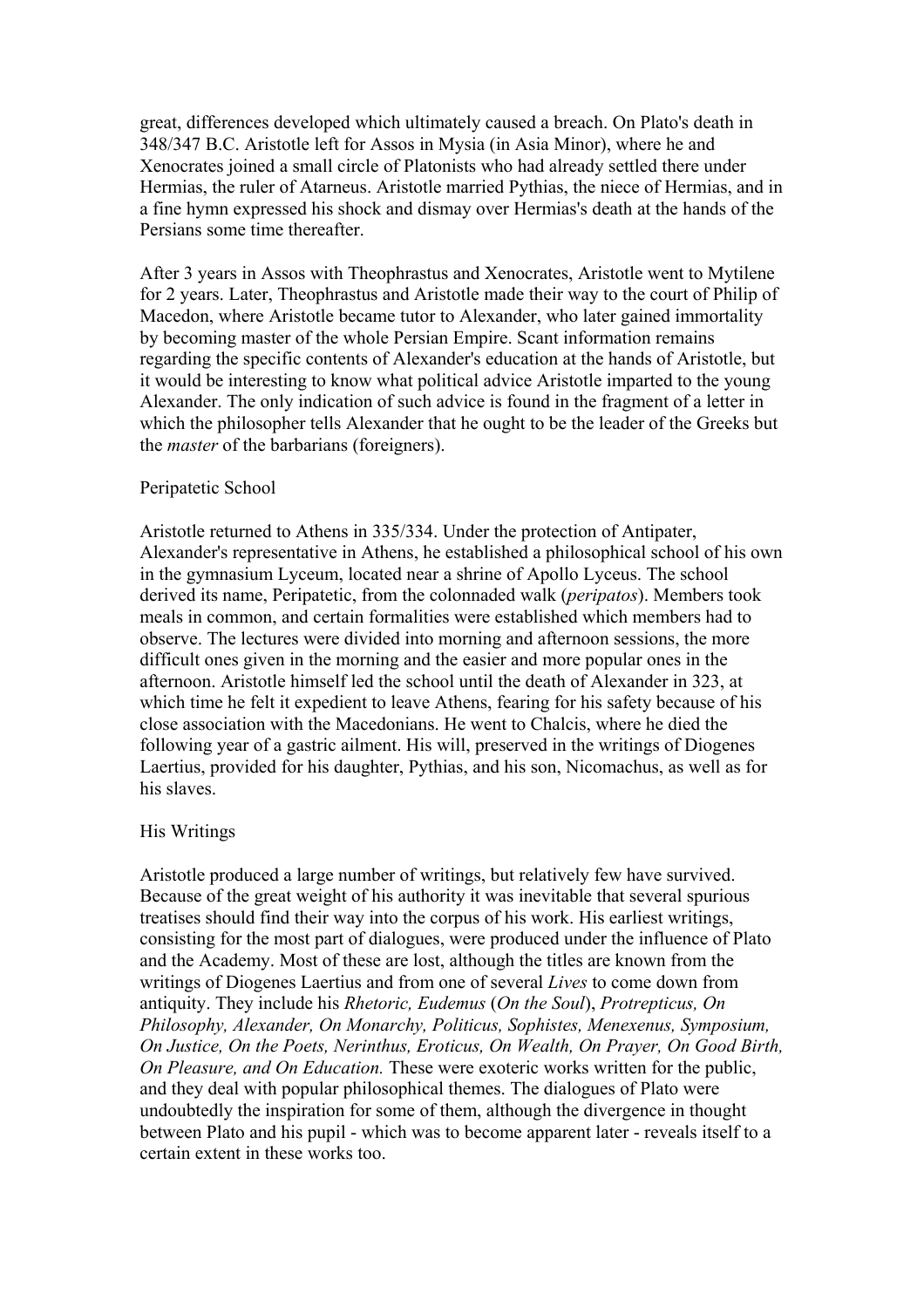great, differences developed which ultimately caused a breach. On Plato's death in 348/347 B.C. Aristotle left for Assos in Mysia (in Asia Minor), where he and Xenocrates joined a small circle of Platonists who had already settled there under Hermias, the ruler of Atarneus. Aristotle married Pythias, the niece of Hermias, and in a fine hymn expressed his shock and dismay over Hermias's death at the hands of the Persians some time thereafter.

After 3 years in Assos with Theophrastus and Xenocrates, Aristotle went to Mytilene for 2 years. Later, Theophrastus and Aristotle made their way to the court of Philip of Macedon, where Aristotle became tutor to Alexander, who later gained immortality by becoming master of the whole Persian Empire. Scant information remains regarding the specific contents of Alexander's education at the hands of Aristotle, but it would be interesting to know what political advice Aristotle imparted to the young Alexander. The only indication of such advice is found in the fragment of a letter in which the philosopher tells Alexander that he ought to be the leader of the Greeks but the *master* of the barbarians (foreigners).

## Peripatetic School

Aristotle returned to Athens in 335/334. Under the protection of Antipater, Alexander's representative in Athens, he established a philosophical school of his own in the gymnasium Lyceum, located near a shrine of Apollo Lyceus. The school derived its name, Peripatetic, from the colonnaded walk (*peripatos*). Members took meals in common, and certain formalities were established which members had to observe. The lectures were divided into morning and afternoon sessions, the more difficult ones given in the morning and the easier and more popular ones in the afternoon. Aristotle himself led the school until the death of Alexander in 323, at which time he felt it expedient to leave Athens, fearing for his safety because of his close association with the Macedonians. He went to Chalcis, where he died the following year of a gastric ailment. His will, preserved in the writings of Diogenes Laertius, provided for his daughter, Pythias, and his son, Nicomachus, as well as for his slaves.

## His Writings

Aristotle produced a large number of writings, but relatively few have survived. Because of the great weight of his authority it was inevitable that several spurious treatises should find their way into the corpus of his work. His earliest writings, consisting for the most part of dialogues, were produced under the influence of Plato and the Academy. Most of these are lost, although the titles are known from the writings of Diogenes Laertius and from one of several *Lives* to come down from antiquity. They include his *Rhetoric, Eudemus* (*On the Soul*), *Protrepticus, On Philosophy, Alexander, On Monarchy, Politicus, Sophistes, Menexenus, Symposium, On Justice, On the Poets, Nerinthus, Eroticus, On Wealth, On Prayer, On Good Birth, On Pleasure, and On Education.* These were exoteric works written for the public, and they deal with popular philosophical themes. The dialogues of Plato were undoubtedly the inspiration for some of them, although the divergence in thought between Plato and his pupil - which was to become apparent later - reveals itself to a certain extent in these works too.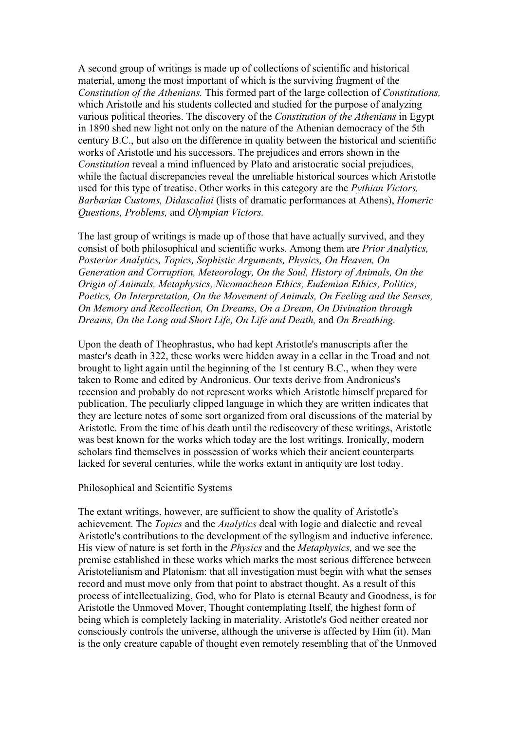A second group of writings is made up of collections of scientific and historical material, among the most important of which is the surviving fragment of the *Constitution of the Athenians.* This formed part of the large collection of *Constitutions,* which Aristotle and his students collected and studied for the purpose of analyzing various political theories. The discovery of the *Constitution of the Athenians* in Egypt in 1890 shed new light not only on the nature of the Athenian democracy of the 5th century B.C., but also on the difference in quality between the historical and scientific works of Aristotle and his successors. The prejudices and errors shown in the *Constitution* reveal a mind influenced by Plato and aristocratic social prejudices, while the factual discrepancies reveal the unreliable historical sources which Aristotle used for this type of treatise. Other works in this category are the *Pythian Victors, Barbarian Customs, Didascaliai* (lists of dramatic performances at Athens), *Homeric Questions, Problems,* and *Olympian Victors.*

The last group of writings is made up of those that have actually survived, and they consist of both philosophical and scientific works. Among them are *Prior Analytics, Posterior Analytics, Topics, Sophistic Arguments, Physics, On Heaven, On Generation and Corruption, Meteorology, On the Soul, History of Animals, On the Origin of Animals, Metaphysics, Nicomachean Ethics, Eudemian Ethics, Politics, Poetics, On Interpretation, On the Movement of Animals, On Feeling and the Senses, On Memory and Recollection, On Dreams, On a Dream, On Divination through Dreams, On the Long and Short Life, On Life and Death,* and *On Breathing.*

Upon the death of Theophrastus, who had kept Aristotle's manuscripts after the master's death in 322, these works were hidden away in a cellar in the Troad and not brought to light again until the beginning of the 1st century B.C., when they were taken to Rome and edited by Andronicus. Our texts derive from Andronicus's recension and probably do not represent works which Aristotle himself prepared for publication. The peculiarly clipped language in which they are written indicates that they are lecture notes of some sort organized from oral discussions of the material by Aristotle. From the time of his death until the rediscovery of these writings, Aristotle was best known for the works which today are the lost writings. Ironically, modern scholars find themselves in possession of works which their ancient counterparts lacked for several centuries, while the works extant in antiquity are lost today.

## Philosophical and Scientific Systems

The extant writings, however, are sufficient to show the quality of Aristotle's achievement. The *Topics* and the *Analytics* deal with logic and dialectic and reveal Aristotle's contributions to the development of the syllogism and inductive inference. His view of nature is set forth in the *Physics* and the *Metaphysics,* and we see the premise established in these works which marks the most serious difference between Aristotelianism and Platonism: that all investigation must begin with what the senses record and must move only from that point to abstract thought. As a result of this process of intellectualizing, God, who for Plato is eternal Beauty and Goodness, is for Aristotle the Unmoved Mover, Thought contemplating Itself, the highest form of being which is completely lacking in materiality. Aristotle's God neither created nor consciously controls the universe, although the universe is affected by Him (it). Man is the only creature capable of thought even remotely resembling that of the Unmoved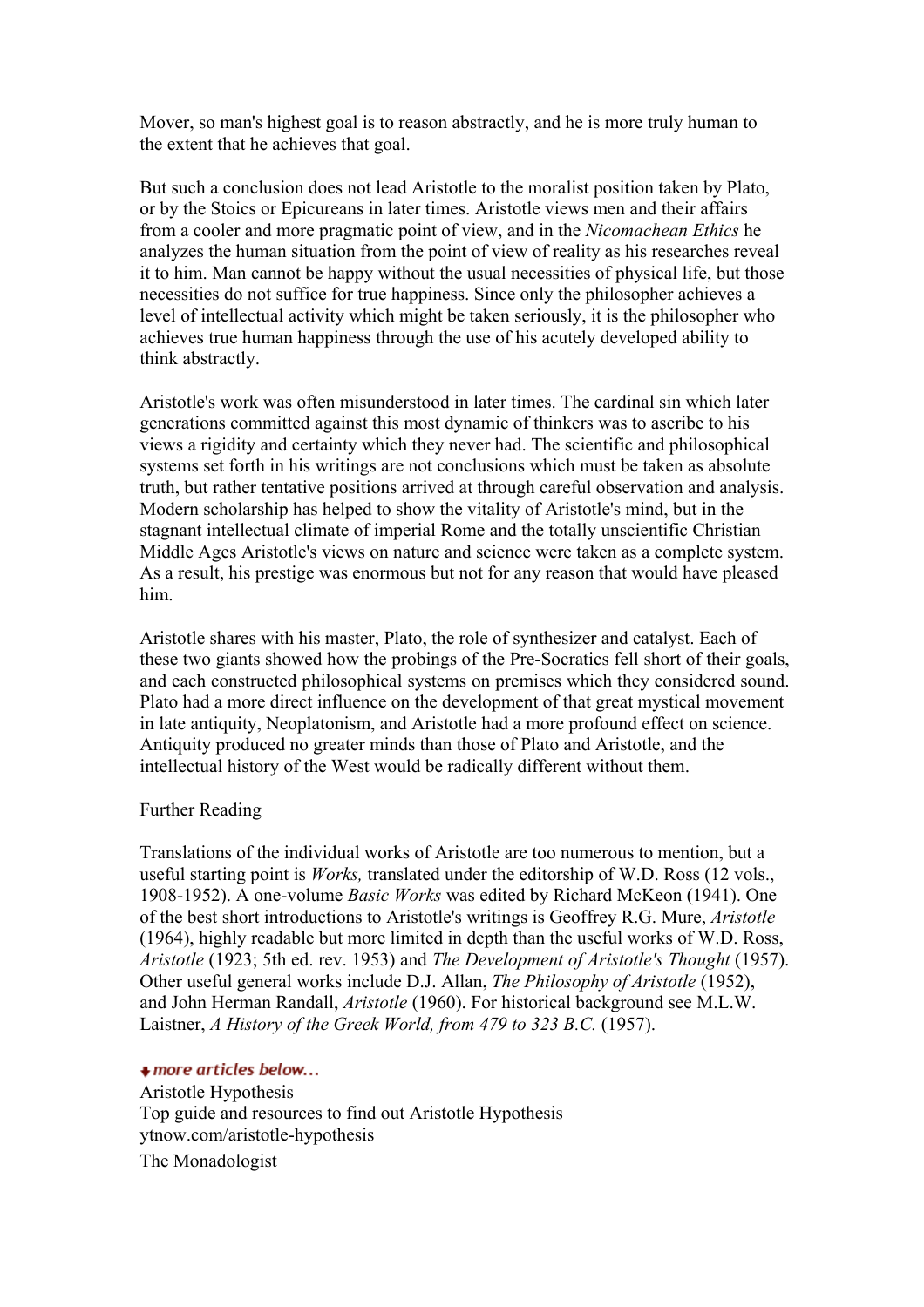Mover, so man's highest goal is to reason abstractly, and he is more truly human to the extent that he achieves that goal.

But such a conclusion does not lead Aristotle to the moralist position taken by Plato, or by the Stoics or Epicureans in later times. Aristotle views men and their affairs from a cooler and more pragmatic point of view, and in the *Nicomachean Ethics* he analyzes the human situation from the point of view of reality as his researches reveal it to him. Man cannot be happy without the usual necessities of physical life, but those necessities do not suffice for true happiness. Since only the philosopher achieves a level of intellectual activity which might be taken seriously, it is the philosopher who achieves true human happiness through the use of his acutely developed ability to think abstractly.

Aristotle's work was often misunderstood in later times. The cardinal sin which later generations committed against this most dynamic of thinkers was to ascribe to his views a rigidity and certainty which they never had. The scientific and philosophical systems set forth in his writings are not conclusions which must be taken as absolute truth, but rather tentative positions arrived at through careful observation and analysis. Modern scholarship has helped to show the vitality of Aristotle's mind, but in the stagnant intellectual climate of imperial Rome and the totally unscientific Christian Middle Ages Aristotle's views on nature and science were taken as a complete system. As a result, his prestige was enormous but not for any reason that would have pleased him.

Aristotle shares with his master, Plato, the role of synthesizer and catalyst. Each of these two giants showed how the probings of the Pre-Socratics fell short of their goals, and each constructed philosophical systems on premises which they considered sound. Plato had a more direct influence on the development of that great mystical movement in late antiquity, Neoplatonism, and Aristotle had a more profound effect on science. Antiquity produced no greater minds than those of Plato and Aristotle, and the intellectual history of the West would be radically different without them.

Further Reading

Translations of the individual works of Aristotle are too numerous to mention, but a useful starting point is *Works,* translated under the editorship of W.D. Ross (12 vols., 1908-1952). A one-volume *Basic Works* was edited by Richard McKeon (1941). One of the best short introductions to Aristotle's writings is Geoffrey R.G. Mure, *Aristotle* (1964), highly readable but more limited in depth than the useful works of W.D. Ross, *Aristotle* (1923; 5th ed. rev. 1953) and *The Development of Aristotle's Thought* (1957). Other useful general works include D.J. Allan, *The Philosophy of Aristotle* (1952), and John Herman Randall, *Aristotle* (1960). For historical background see M.L.W. Laistner, *A History of the Greek World, from 479 to 323 B.C.* (1957).

*more articles below...*

Aristotle Hypothesis
Top guide and resources to find out Aristotle Hypothesis
ytnow.com/aristotle-hypothesis

The Monadologist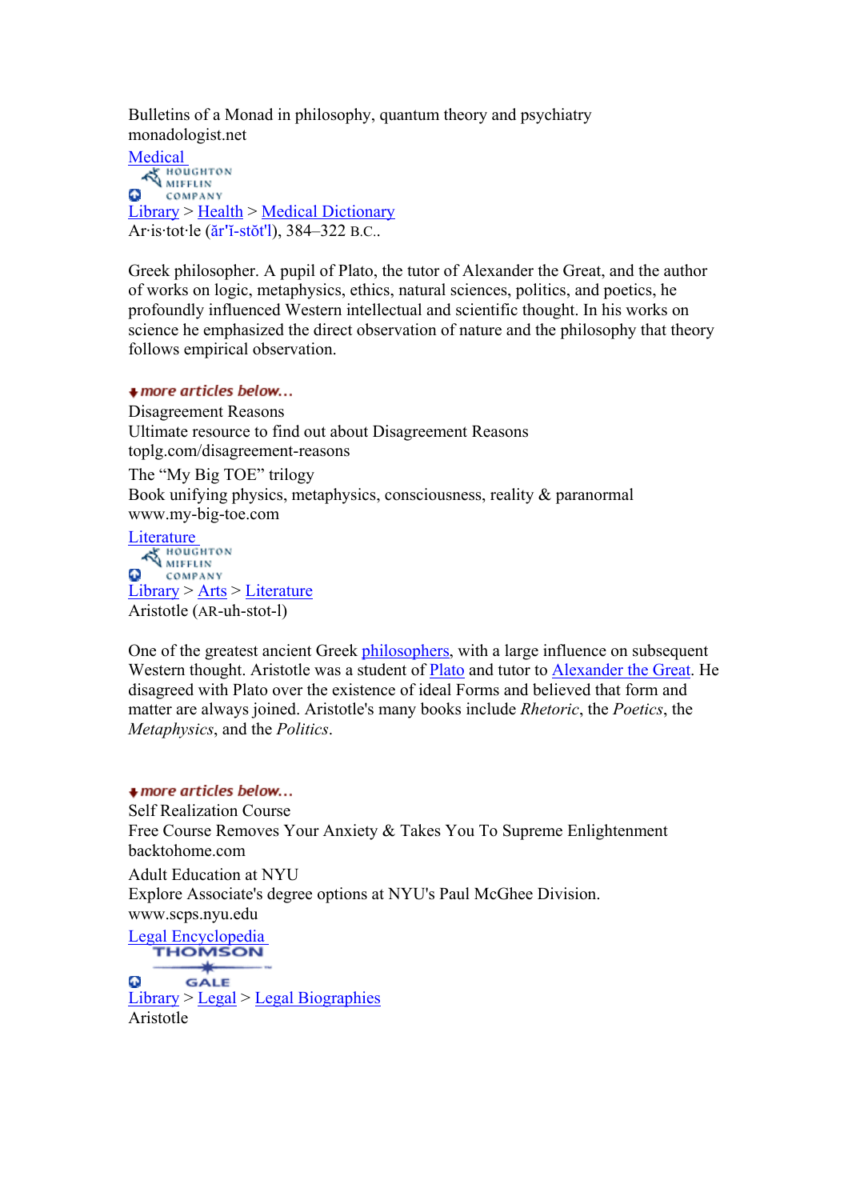Bulletins of a Monad in philosophy, quantum theory and psychiatry
monadologist.net

Medical

HOUGHTON MIFFLIN COMPANY

Library > Health > Medical Dictionary

Ar·is·tot·le (ăr'ĭ-stŏt'l), 384–322 B.C..

Greek philosopher. A pupil of Plato, the tutor of Alexander the Great, and the author of works on logic, metaphysics, ethics, natural sciences, politics, and poetics, he profoundly influenced Western intellectual and scientific thought. In his works on science he emphasized the direct observation of nature and the philosophy that theory follows empirical observation.

*more articles below...*

Disagreement Reasons
Ultimate resource to find out about Disagreement Reasons
toplg.com/disagreement-reasons

The "My Big TOE" trilogy
Book unifying physics, metaphysics, consciousness, reality & paranormal
www.my-big-toe.com

Literature

HOUGHTON MIFFLIN COMPANY

Library > Arts > Literature

Aristotle (AR-uh-stot-l)

One of the greatest ancient Greek philosophers, with a large influence on subsequent Western thought. Aristotle was a student of Plato and tutor to Alexander the Great. He disagreed with Plato over the existence of ideal Forms and believed that form and matter are always joined. Aristotle's many books include *Rhetoric*, the *Poetics*, the *Metaphysics*, and the *Politics*.

*more articles below...*

Self Realization Course
Free Course Removes Your Anxiety & Takes You To Supreme Enlightenment
backtohome.com

Adult Education at NYU
Explore Associate's degree options at NYU's Paul McGhee Division.
www.scps.nyu.edu

Legal Encyclopedia

THOMSON GALE

Library > Legal > Legal Biographies

Aristotle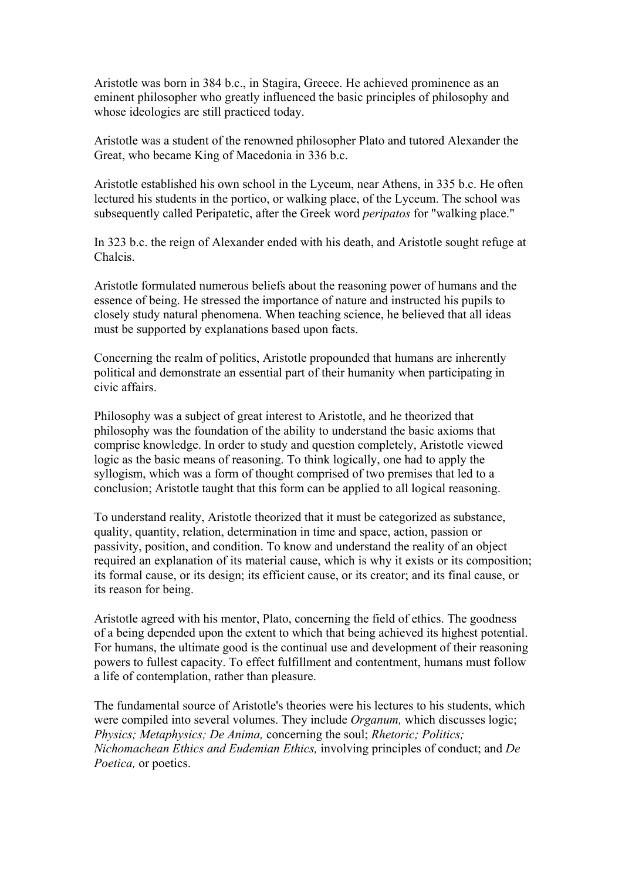Aristotle was born in 384 b.c., in Stagira, Greece. He achieved prominence as an eminent philosopher who greatly influenced the basic principles of philosophy and whose ideologies are still practiced today.

Aristotle was a student of the renowned philosopher Plato and tutored Alexander the Great, who became King of Macedonia in 336 b.c.

Aristotle established his own school in the Lyceum, near Athens, in 335 b.c. He often lectured his students in the portico, or walking place, of the Lyceum. The school was subsequently called Peripatetic, after the Greek word *peripatos* for "walking place."

In 323 b.c. the reign of Alexander ended with his death, and Aristotle sought refuge at Chalcis.

Aristotle formulated numerous beliefs about the reasoning power of humans and the essence of being. He stressed the importance of nature and instructed his pupils to closely study natural phenomena. When teaching science, he believed that all ideas must be supported by explanations based upon facts.

Concerning the realm of politics, Aristotle propounded that humans are inherently political and demonstrate an essential part of their humanity when participating in civic affairs.

Philosophy was a subject of great interest to Aristotle, and he theorized that philosophy was the foundation of the ability to understand the basic axioms that comprise knowledge. In order to study and question completely, Aristotle viewed logic as the basic means of reasoning. To think logically, one had to apply the syllogism, which was a form of thought comprised of two premises that led to a conclusion; Aristotle taught that this form can be applied to all logical reasoning.

To understand reality, Aristotle theorized that it must be categorized as substance, quality, quantity, relation, determination in time and space, action, passion or passivity, position, and condition. To know and understand the reality of an object required an explanation of its material cause, which is why it exists or its composition; its formal cause, or its design; its efficient cause, or its creator; and its final cause, or its reason for being.

Aristotle agreed with his mentor, Plato, concerning the field of ethics. The goodness of a being depended upon the extent to which that being achieved its highest potential. For humans, the ultimate good is the continual use and development of their reasoning powers to fullest capacity. To effect fulfillment and contentment, humans must follow a life of contemplation, rather than pleasure.

The fundamental source of Aristotle's theories were his lectures to his students, which were compiled into several volumes. They include *Organum,* which discusses logic; *Physics; Metaphysics; De Anima,* concerning the soul; *Rhetoric; Politics; Nichomachean Ethics and Eudemian Ethics,* involving principles of conduct; and *De Poetica,* or poetics.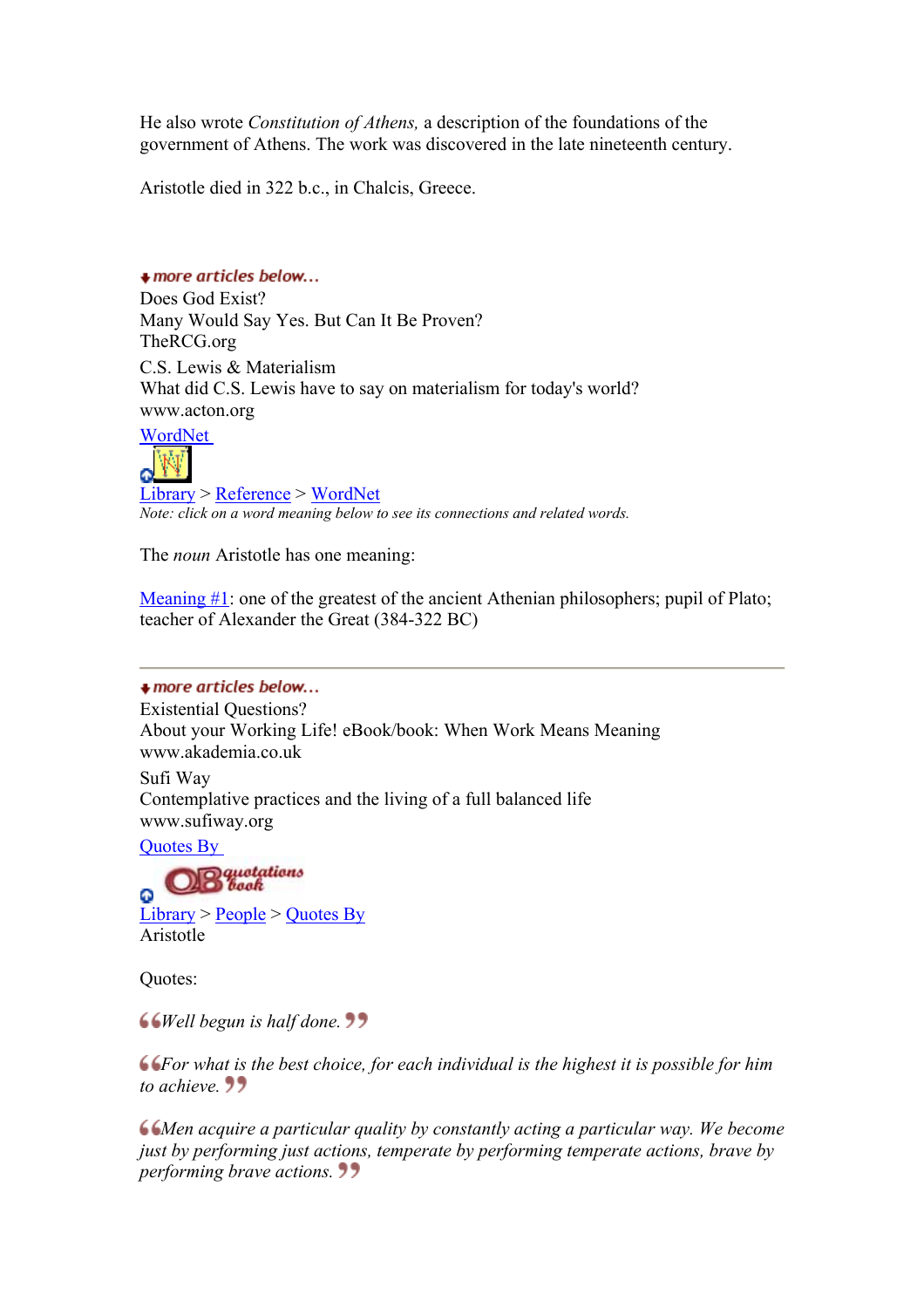He also wrote *Constitution of Athens,* a description of the foundations of the government of Athens. The work was discovered in the late nineteenth century.

Aristotle died in 322 b.c., in Chalcis, Greece.

*more articles below...*

Does God Exist?
Many Would Say Yes. But Can It Be Proven?
TheRCG.org

C.S. Lewis & Materialism
What did C.S. Lewis have to say on materialism for today's world?
www.acton.org

WordNet

Library > Reference > WordNet
*Note: click on a word meaning below to see its connections and related words.*

The *noun* Aristotle has one meaning:

Meaning #1: one of the greatest of the ancient Athenian philosophers; pupil of Plato; teacher of Alexander the Great (384-322 BC)

---

*more articles below...*

Existential Questions?
About your Working Life! eBook/book: When Work Means Meaning
www.akademia.co.uk

Sufi Way
Contemplative practices and the living of a full balanced life
www.sufiway.org

Quotes By

Library > People > Quotes By
Aristotle

Quotes:

*“Well begun is half done.”*

*“For what is the best choice, for each individual is the highest it is possible for him to achieve.”*

*“Men acquire a particular quality by constantly acting a particular way. We become just by performing just actions, temperate by performing temperate actions, brave by performing brave actions.”*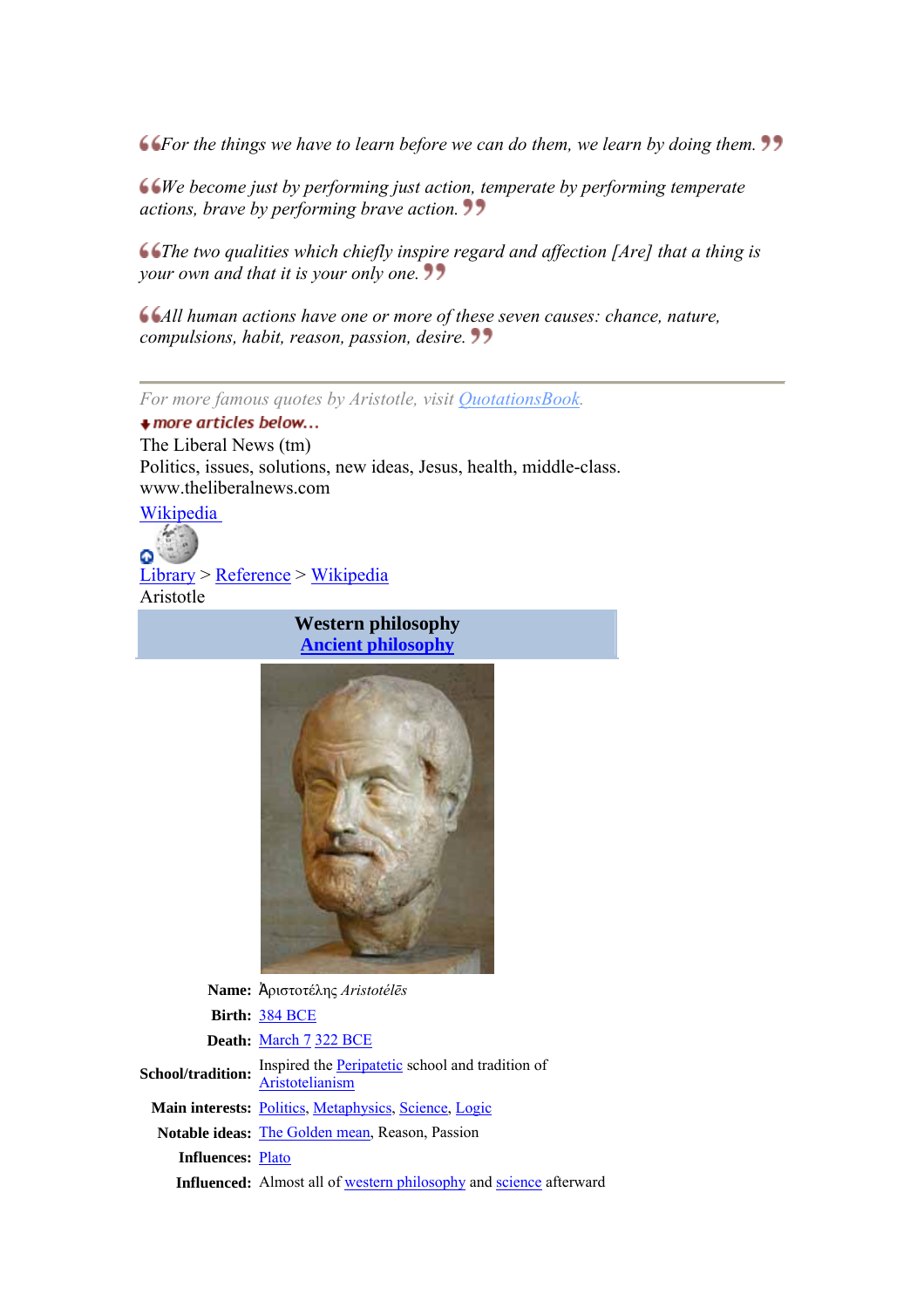*For the things we have to learn before we can do them, we learn by doing them.*

*We become just by performing just action, temperate by performing temperate actions, brave by performing brave action.*

*The two qualities which chiefly inspire regard and affection [Are] that a thing is your own and that it is your only one.*

*All human actions have one or more of these seven causes: chance, nature, compulsions, habit, reason, passion, desire.*

---

*For more famous quotes by Aristotle, visit QuotationsBook.*

**more articles below...**

The Liberal News (tm)
Politics, issues, solutions, new ideas, Jesus, health, middle-class.
www.theliberalnews.com

Wikipedia

Library > Reference > Wikipedia

Aristotle

**Western philosophy**
**Ancient philosophy**

| | |
|---|---|
| **Name:** | Ἀριστοτέλης *Aristotélēs* |
| **Birth:** | 384 BCE |
| **Death:** | March 7 322 BCE |
| **School/tradition:** | Inspired the Peripatetic school and tradition of Aristotelianism |
| **Main interests:** | Politics, Metaphysics, Science, Logic |
| **Notable ideas:** | The Golden mean, Reason, Passion |
| **Influences:** | Plato |
| **Influenced:** | Almost all of western philosophy and science afterward |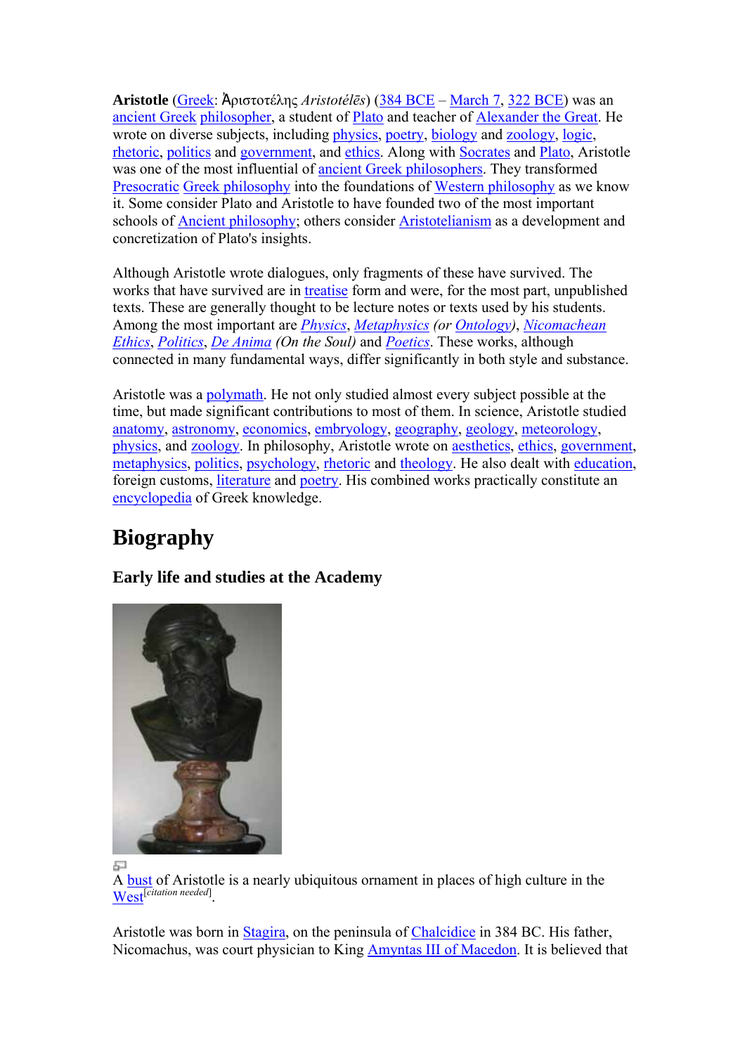**Aristotle** (Greek: Ἀριστοτέλης *Aristotélēs*) (384 BCE – March 7, 322 BCE) was an ancient Greek philosopher, a student of Plato and teacher of Alexander the Great. He wrote on diverse subjects, including physics, poetry, biology and zoology, logic, rhetoric, politics and government, and ethics. Along with Socrates and Plato, Aristotle was one of the most influential of ancient Greek philosophers. They transformed Presocratic Greek philosophy into the foundations of Western philosophy as we know it. Some consider Plato and Aristotle to have founded two of the most important schools of Ancient philosophy; others consider Aristotelianism as a development and concretization of Plato's insights.

Although Aristotle wrote dialogues, only fragments of these have survived. The works that have survived are in treatise form and were, for the most part, unpublished texts. These are generally thought to be lecture notes or texts used by his students. Among the most important are *Physics*, *Metaphysics* *(or Ontology)*, *Nicomachean Ethics*, *Politics*, *De Anima* *(On the Soul)* and *Poetics*. These works, although connected in many fundamental ways, differ significantly in both style and substance.

Aristotle was a polymath. He not only studied almost every subject possible at the time, but made significant contributions to most of them. In science, Aristotle studied anatomy, astronomy, economics, embryology, geography, geology, meteorology, physics, and zoology. In philosophy, Aristotle wrote on aesthetics, ethics, government, metaphysics, politics, psychology, rhetoric and theology. He also dealt with education, foreign customs, literature and poetry. His combined works practically constitute an encyclopedia of Greek knowledge.

# Biography

## Early life and studies at the Academy

A bust of Aristotle is a nearly ubiquitous ornament in places of high culture in the West[citation needed].

Aristotle was born in Stagira, on the peninsula of Chalcidice in 384 BC. His father, Nicomachus, was court physician to King Amyntas III of Macedon. It is believed that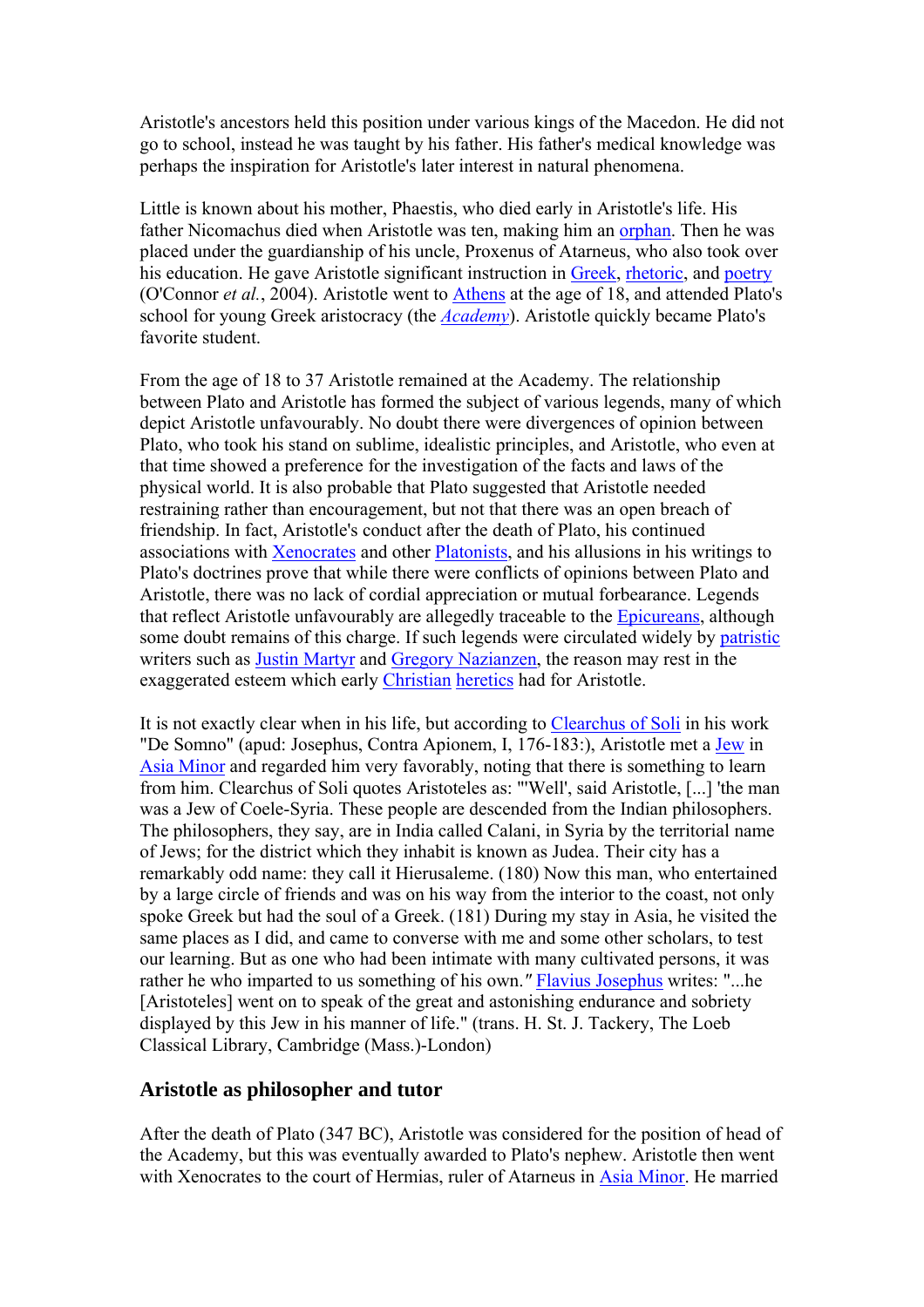Aristotle's ancestors held this position under various kings of the Macedon. He did not go to school, instead he was taught by his father. His father's medical knowledge was perhaps the inspiration for Aristotle's later interest in natural phenomena.

Little is known about his mother, Phaestis, who died early in Aristotle's life. His father Nicomachus died when Aristotle was ten, making him an orphan. Then he was placed under the guardianship of his uncle, Proxenus of Atarneus, who also took over his education. He gave Aristotle significant instruction in Greek, rhetoric, and poetry (O'Connor *et al.*, 2004). Aristotle went to Athens at the age of 18, and attended Plato's school for young Greek aristocracy (the *Academy*). Aristotle quickly became Plato's favorite student.

From the age of 18 to 37 Aristotle remained at the Academy. The relationship between Plato and Aristotle has formed the subject of various legends, many of which depict Aristotle unfavourably. No doubt there were divergences of opinion between Plato, who took his stand on sublime, idealistic principles, and Aristotle, who even at that time showed a preference for the investigation of the facts and laws of the physical world. It is also probable that Plato suggested that Aristotle needed restraining rather than encouragement, but not that there was an open breach of friendship. In fact, Aristotle's conduct after the death of Plato, his continued associations with Xenocrates and other Platonists, and his allusions in his writings to Plato's doctrines prove that while there were conflicts of opinions between Plato and Aristotle, there was no lack of cordial appreciation or mutual forbearance. Legends that reflect Aristotle unfavourably are allegedly traceable to the Epicureans, although some doubt remains of this charge. If such legends were circulated widely by patristic writers such as Justin Martyr and Gregory Nazianzen, the reason may rest in the exaggerated esteem which early Christian heretics had for Aristotle.

It is not exactly clear when in his life, but according to Clearchus of Soli in his work "De Somno" (apud: Josephus, Contra Apionem, I, 176-183:), Aristotle met a Jew in Asia Minor and regarded him very favorably, noting that there is something to learn from him. Clearchus of Soli quotes Aristoteles as: "'Well', said Aristotle, [...] 'the man was a Jew of Coele-Syria. These people are descended from the Indian philosophers. The philosophers, they say, are in India called Calani, in Syria by the territorial name of Jews; for the district which they inhabit is known as Judea. Their city has a remarkably odd name: they call it Hierusaleme. (180) Now this man, who entertained by a large circle of friends and was on his way from the interior to the coast, not only spoke Greek but had the soul of a Greek. (181) During my stay in Asia, he visited the same places as I did, and came to converse with me and some other scholars, to test our learning. But as one who had been intimate with many cultivated persons, it was rather he who imparted to us something of his own." Flavius Josephus writes: "...he [Aristoteles] went on to speak of the great and astonishing endurance and sobriety displayed by this Jew in his manner of life." (trans. H. St. J. Tackery, The Loeb Classical Library, Cambridge (Mass.)-London)

## Aristotle as philosopher and tutor

After the death of Plato (347 BC), Aristotle was considered for the position of head of the Academy, but this was eventually awarded to Plato's nephew. Aristotle then went with Xenocrates to the court of Hermias, ruler of Atarneus in Asia Minor. He married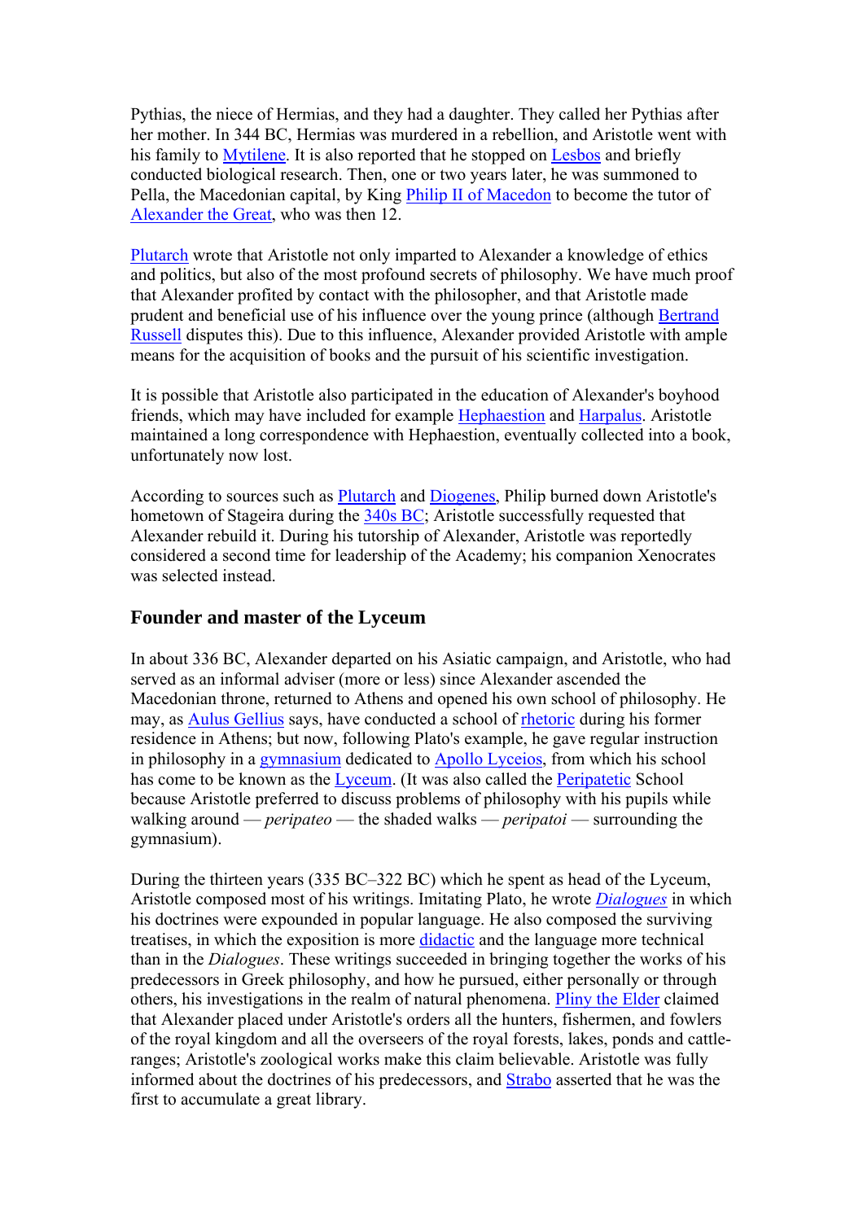Pythias, the niece of Hermias, and they had a daughter. They called her Pythias after her mother. In 344 BC, Hermias was murdered in a rebellion, and Aristotle went with his family to Mytilene. It is also reported that he stopped on Lesbos and briefly conducted biological research. Then, one or two years later, he was summoned to Pella, the Macedonian capital, by King Philip II of Macedon to become the tutor of Alexander the Great, who was then 12.

Plutarch wrote that Aristotle not only imparted to Alexander a knowledge of ethics and politics, but also of the most profound secrets of philosophy. We have much proof that Alexander profited by contact with the philosopher, and that Aristotle made prudent and beneficial use of his influence over the young prince (although Bertrand Russell disputes this). Due to this influence, Alexander provided Aristotle with ample means for the acquisition of books and the pursuit of his scientific investigation.

It is possible that Aristotle also participated in the education of Alexander's boyhood friends, which may have included for example Hephaestion and Harpalus. Aristotle maintained a long correspondence with Hephaestion, eventually collected into a book, unfortunately now lost.

According to sources such as Plutarch and Diogenes, Philip burned down Aristotle's hometown of Stageira during the 340s BC; Aristotle successfully requested that Alexander rebuild it. During his tutorship of Alexander, Aristotle was reportedly considered a second time for leadership of the Academy; his companion Xenocrates was selected instead.

## Founder and master of the Lyceum

In about 336 BC, Alexander departed on his Asiatic campaign, and Aristotle, who had served as an informal adviser (more or less) since Alexander ascended the Macedonian throne, returned to Athens and opened his own school of philosophy. He may, as Aulus Gellius says, have conducted a school of rhetoric during his former residence in Athens; but now, following Plato's example, he gave regular instruction in philosophy in a gymnasium dedicated to Apollo Lyceios, from which his school has come to be known as the Lyceum. (It was also called the Peripatetic School because Aristotle preferred to discuss problems of philosophy with his pupils while walking around — *peripateo* — the shaded walks — *peripatoi* — surrounding the gymnasium).

During the thirteen years (335 BC–322 BC) which he spent as head of the Lyceum, Aristotle composed most of his writings. Imitating Plato, he wrote *Dialogues* in which his doctrines were expounded in popular language. He also composed the surviving treatises, in which the exposition is more didactic and the language more technical than in the *Dialogues*. These writings succeeded in bringing together the works of his predecessors in Greek philosophy, and how he pursued, either personally or through others, his investigations in the realm of natural phenomena. Pliny the Elder claimed that Alexander placed under Aristotle's orders all the hunters, fishermen, and fowlers of the royal kingdom and all the overseers of the royal forests, lakes, ponds and cattle-ranges; Aristotle's zoological works make this claim believable. Aristotle was fully informed about the doctrines of his predecessors, and Strabo asserted that he was the first to accumulate a great library.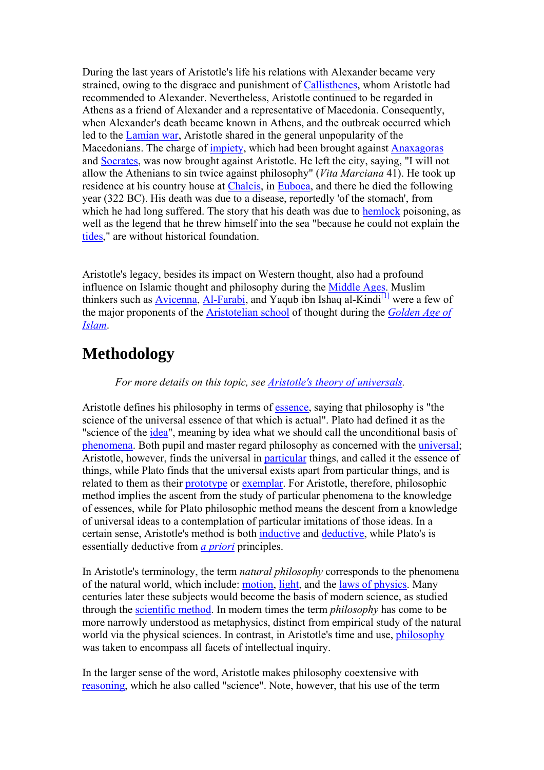During the last years of Aristotle's life his relations with Alexander became very strained, owing to the disgrace and punishment of Callisthenes, whom Aristotle had recommended to Alexander. Nevertheless, Aristotle continued to be regarded in Athens as a friend of Alexander and a representative of Macedonia. Consequently, when Alexander's death became known in Athens, and the outbreak occurred which led to the Lamian war, Aristotle shared in the general unpopularity of the Macedonians. The charge of impiety, which had been brought against Anaxagoras and Socrates, was now brought against Aristotle. He left the city, saying, "I will not allow the Athenians to sin twice against philosophy" (*Vita Marciana* 41). He took up residence at his country house at Chalcis, in Euboea, and there he died the following year (322 BC). His death was due to a disease, reportedly 'of the stomach', from which he had long suffered. The story that his death was due to hemlock poisoning, as well as the legend that he threw himself into the sea "because he could not explain the tides," are without historical foundation.

Aristotle's legacy, besides its impact on Western thought, also had a profound influence on Islamic thought and philosophy during the Middle Ages. Muslim thinkers such as Avicenna, Al-Farabi, and Yaqub ibn Ishaq al-Kindi[1] were a few of the major proponents of the Aristotelian school of thought during the *Golden Age of Islam*.

## Methodology

*For more details on this topic, see Aristotle's theory of universals.*

Aristotle defines his philosophy in terms of essence, saying that philosophy is "the science of the universal essence of that which is actual". Plato had defined it as the "science of the idea", meaning by idea what we should call the unconditional basis of phenomena. Both pupil and master regard philosophy as concerned with the universal; Aristotle, however, finds the universal in particular things, and called it the essence of things, while Plato finds that the universal exists apart from particular things, and is related to them as their prototype or exemplar. For Aristotle, therefore, philosophic method implies the ascent from the study of particular phenomena to the knowledge of essences, while for Plato philosophic method means the descent from a knowledge of universal ideas to a contemplation of particular imitations of those ideas. In a certain sense, Aristotle's method is both inductive and deductive, while Plato's is essentially deductive from *a priori* principles.

In Aristotle's terminology, the term *natural philosophy* corresponds to the phenomena of the natural world, which include: motion, light, and the laws of physics. Many centuries later these subjects would become the basis of modern science, as studied through the scientific method. In modern times the term *philosophy* has come to be more narrowly understood as metaphysics, distinct from empirical study of the natural world via the physical sciences. In contrast, in Aristotle's time and use, philosophy was taken to encompass all facets of intellectual inquiry.

In the larger sense of the word, Aristotle makes philosophy coextensive with reasoning, which he also called "science". Note, however, that his use of the term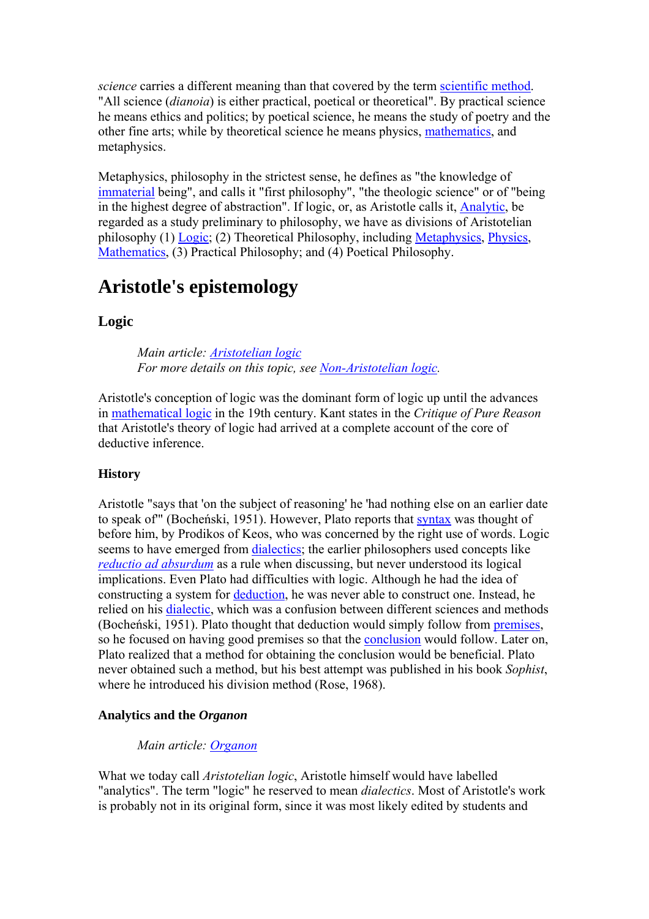*science* carries a different meaning than that covered by the term scientific method. "All science (*dianoia*) is either practical, poetical or theoretical". By practical science he means ethics and politics; by poetical science, he means the study of poetry and the other fine arts; while by theoretical science he means physics, mathematics, and metaphysics.

Metaphysics, philosophy in the strictest sense, he defines as "the knowledge of immaterial being", and calls it "first philosophy", "the theologic science" or of "being in the highest degree of abstraction". If logic, or, as Aristotle calls it, Analytic, be regarded as a study preliminary to philosophy, we have as divisions of Aristotelian philosophy (1) Logic; (2) Theoretical Philosophy, including Metaphysics, Physics, Mathematics, (3) Practical Philosophy; and (4) Poetical Philosophy.

# Aristotle's epistemology

## Logic

> *Main article: Aristotelian logic*
> *For more details on this topic, see Non-Aristotelian logic.*

Aristotle's conception of logic was the dominant form of logic up until the advances in mathematical logic in the 19th century. Kant states in the *Critique of Pure Reason* that Aristotle's theory of logic had arrived at a complete account of the core of deductive inference.

### History

Aristotle "says that 'on the subject of reasoning' he 'had nothing else on an earlier date to speak of'" (Bocheński, 1951). However, Plato reports that syntax was thought of before him, by Prodikos of Keos, who was concerned by the right use of words. Logic seems to have emerged from dialectics; the earlier philosophers used concepts like *reductio ad absurdum* as a rule when discussing, but never understood its logical implications. Even Plato had difficulties with logic. Although he had the idea of constructing a system for deduction, he was never able to construct one. Instead, he relied on his dialectic, which was a confusion between different sciences and methods (Bocheński, 1951). Plato thought that deduction would simply follow from premises, so he focused on having good premises so that the conclusion would follow. Later on, Plato realized that a method for obtaining the conclusion would be beneficial. Plato never obtained such a method, but his best attempt was published in his book *Sophist*, where he introduced his division method (Rose, 1968).

### Analytics and the *Organon*

> *Main article: Organon*

What we today call *Aristotelian logic*, Aristotle himself would have labelled "analytics". The term "logic" he reserved to mean *dialectics*. Most of Aristotle's work is probably not in its original form, since it was most likely edited by students and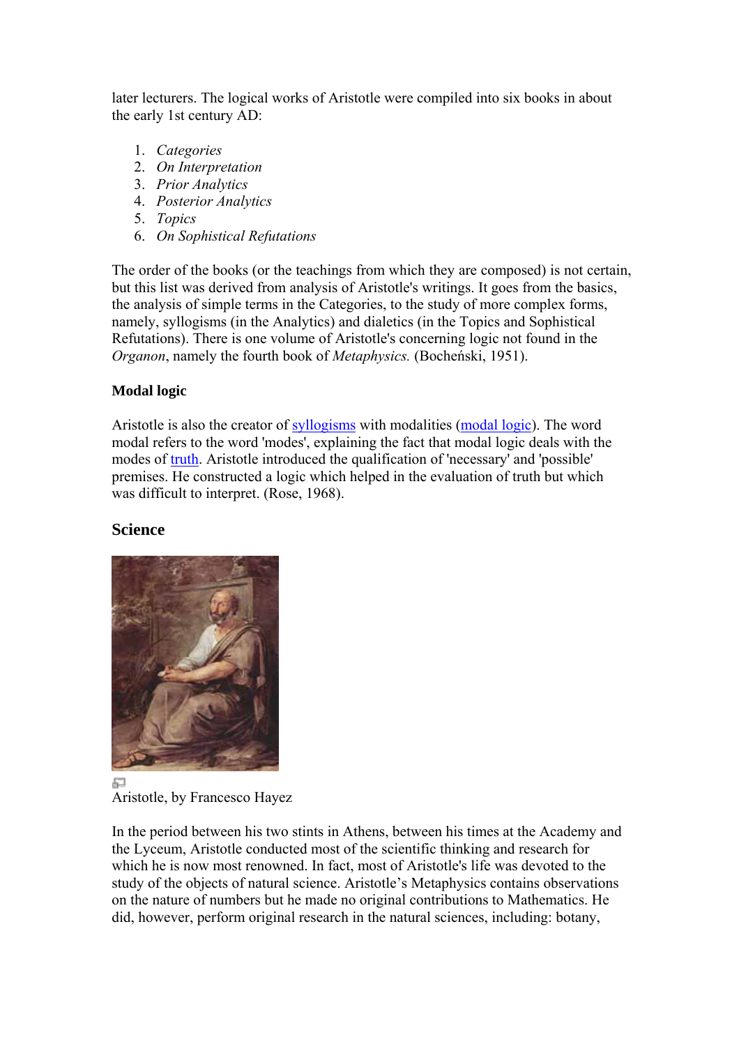later lecturers. The logical works of Aristotle were compiled into six books in about the early 1st century AD:

1. *Categories*
2. *On Interpretation*
3. *Prior Analytics*
4. *Posterior Analytics*
5. *Topics*
6. *On Sophistical Refutations*

The order of the books (or the teachings from which they are composed) is not certain, but this list was derived from analysis of Aristotle's writings. It goes from the basics, the analysis of simple terms in the Categories, to the study of more complex forms, namely, syllogisms (in the Analytics) and dialetics (in the Topics and Sophistical Refutations). There is one volume of Aristotle's concerning logic not found in the *Organon*, namely the fourth book of *Metaphysics.* (Bocheński, 1951).

**Modal logic**

Aristotle is also the creator of syllogisms with modalities (modal logic). The word modal refers to the word 'modes', explaining the fact that modal logic deals with the modes of truth. Aristotle introduced the qualification of 'necessary' and 'possible' premises. He constructed a logic which helped in the evaluation of truth but which was difficult to interpret. (Rose, 1968).

## Science

Aristotle, by Francesco Hayez

In the period between his two stints in Athens, between his times at the Academy and the Lyceum, Aristotle conducted most of the scientific thinking and research for which he is now most renowned. In fact, most of Aristotle's life was devoted to the study of the objects of natural science. Aristotle's Metaphysics contains observations on the nature of numbers but he made no original contributions to Mathematics. He did, however, perform original research in the natural sciences, including: botany,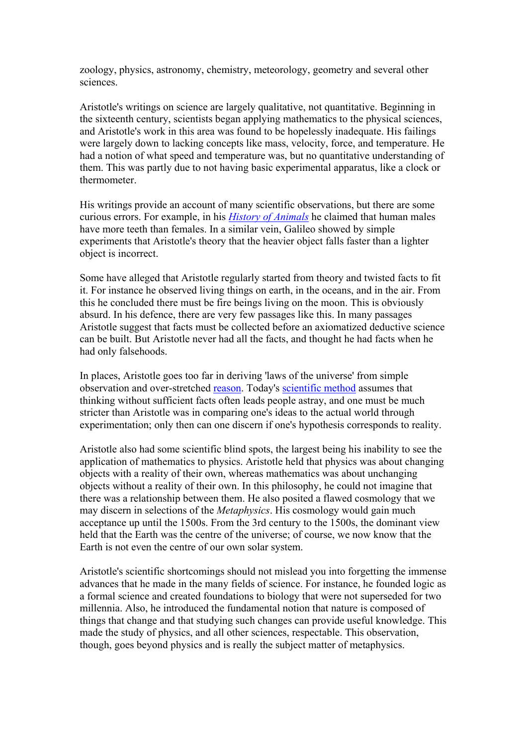zoology, physics, astronomy, chemistry, meteorology, geometry and several other sciences.

Aristotle's writings on science are largely qualitative, not quantitative. Beginning in the sixteenth century, scientists began applying mathematics to the physical sciences, and Aristotle's work in this area was found to be hopelessly inadequate. His failings were largely down to lacking concepts like mass, velocity, force, and temperature. He had a notion of what speed and temperature was, but no quantitative understanding of them. This was partly due to not having basic experimental apparatus, like a clock or thermometer.

His writings provide an account of many scientific observations, but there are some curious errors. For example, in his *History of Animals* he claimed that human males have more teeth than females. In a similar vein, Galileo showed by simple experiments that Aristotle's theory that the heavier object falls faster than a lighter object is incorrect.

Some have alleged that Aristotle regularly started from theory and twisted facts to fit it. For instance he observed living things on earth, in the oceans, and in the air. From this he concluded there must be fire beings living on the moon. This is obviously absurd. In his defence, there are very few passages like this. In many passages Aristotle suggest that facts must be collected before an axiomatized deductive science can be built. But Aristotle never had all the facts, and thought he had facts when he had only falsehoods.

In places, Aristotle goes too far in deriving 'laws of the universe' from simple observation and over-stretched reason. Today's scientific method assumes that thinking without sufficient facts often leads people astray, and one must be much stricter than Aristotle was in comparing one's ideas to the actual world through experimentation; only then can one discern if one's hypothesis corresponds to reality.

Aristotle also had some scientific blind spots, the largest being his inability to see the application of mathematics to physics. Aristotle held that physics was about changing objects with a reality of their own, whereas mathematics was about unchanging objects without a reality of their own. In this philosophy, he could not imagine that there was a relationship between them. He also posited a flawed cosmology that we may discern in selections of the *Metaphysics*. His cosmology would gain much acceptance up until the 1500s. From the 3rd century to the 1500s, the dominant view held that the Earth was the centre of the universe; of course, we now know that the Earth is not even the centre of our own solar system.

Aristotle's scientific shortcomings should not mislead you into forgetting the immense advances that he made in the many fields of science. For instance, he founded logic as a formal science and created foundations to biology that were not superseded for two millennia. Also, he introduced the fundamental notion that nature is composed of things that change and that studying such changes can provide useful knowledge. This made the study of physics, and all other sciences, respectable. This observation, though, goes beyond physics and is really the subject matter of metaphysics.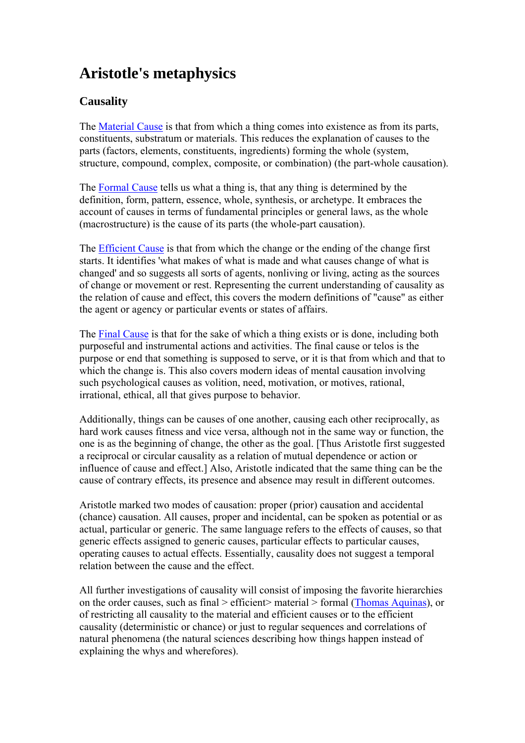# Aristotle's metaphysics

## Causality

The Material Cause is that from which a thing comes into existence as from its parts, constituents, substratum or materials. This reduces the explanation of causes to the parts (factors, elements, constituents, ingredients) forming the whole (system, structure, compound, complex, composite, or combination) (the part-whole causation).

The Formal Cause tells us what a thing is, that any thing is determined by the definition, form, pattern, essence, whole, synthesis, or archetype. It embraces the account of causes in terms of fundamental principles or general laws, as the whole (macrostructure) is the cause of its parts (the whole-part causation).

The Efficient Cause is that from which the change or the ending of the change first starts. It identifies 'what makes of what is made and what causes change of what is changed' and so suggests all sorts of agents, nonliving or living, acting as the sources of change or movement or rest. Representing the current understanding of causality as the relation of cause and effect, this covers the modern definitions of "cause" as either the agent or agency or particular events or states of affairs.

The Final Cause is that for the sake of which a thing exists or is done, including both purposeful and instrumental actions and activities. The final cause or telos is the purpose or end that something is supposed to serve, or it is that from which and that to which the change is. This also covers modern ideas of mental causation involving such psychological causes as volition, need, motivation, or motives, rational, irrational, ethical, all that gives purpose to behavior.

Additionally, things can be causes of one another, causing each other reciprocally, as hard work causes fitness and vice versa, although not in the same way or function, the one is as the beginning of change, the other as the goal. [Thus Aristotle first suggested a reciprocal or circular causality as a relation of mutual dependence or action or influence of cause and effect.] Also, Aristotle indicated that the same thing can be the cause of contrary effects, its presence and absence may result in different outcomes.

Aristotle marked two modes of causation: proper (prior) causation and accidental (chance) causation. All causes, proper and incidental, can be spoken as potential or as actual, particular or generic. The same language refers to the effects of causes, so that generic effects assigned to generic causes, particular effects to particular causes, operating causes to actual effects. Essentially, causality does not suggest a temporal relation between the cause and the effect.

All further investigations of causality will consist of imposing the favorite hierarchies on the order causes, such as final > efficient> material > formal (Thomas Aquinas), or of restricting all causality to the material and efficient causes or to the efficient causality (deterministic or chance) or just to regular sequences and correlations of natural phenomena (the natural sciences describing how things happen instead of explaining the whys and wherefores).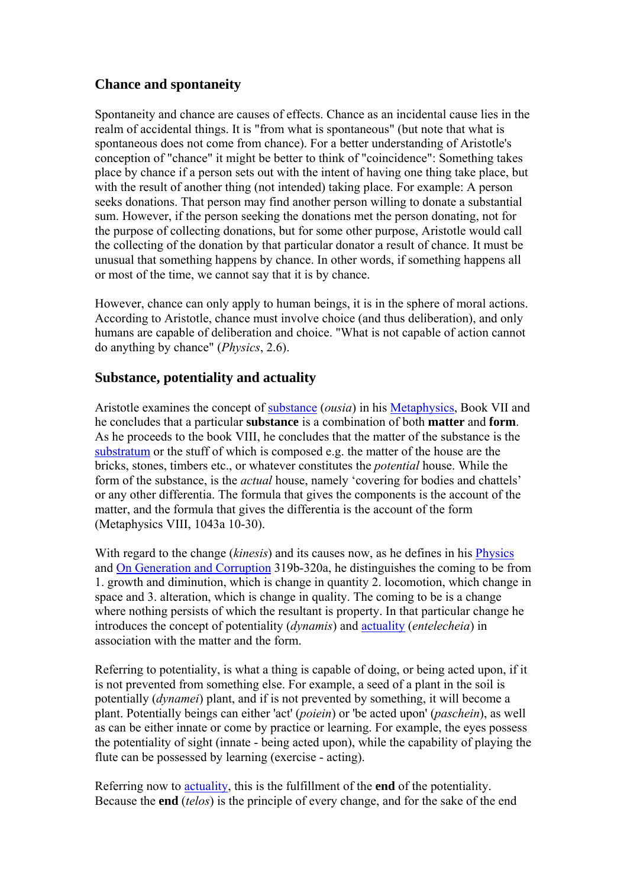## Chance and spontaneity

Spontaneity and chance are causes of effects. Chance as an incidental cause lies in the realm of accidental things. It is "from what is spontaneous" (but note that what is spontaneous does not come from chance). For a better understanding of Aristotle's conception of "chance" it might be better to think of "coincidence": Something takes place by chance if a person sets out with the intent of having one thing take place, but with the result of another thing (not intended) taking place. For example: A person seeks donations. That person may find another person willing to donate a substantial sum. However, if the person seeking the donations met the person donating, not for the purpose of collecting donations, but for some other purpose, Aristotle would call the collecting of the donation by that particular donator a result of chance. It must be unusual that something happens by chance. In other words, if something happens all or most of the time, we cannot say that it is by chance.

However, chance can only apply to human beings, it is in the sphere of moral actions. According to Aristotle, chance must involve choice (and thus deliberation), and only humans are capable of deliberation and choice. "What is not capable of action cannot do anything by chance" (*Physics*, 2.6).

## Substance, potentiality and actuality

Aristotle examines the concept of substance (*ousia*) in his Metaphysics, Book VII and he concludes that a particular **substance** is a combination of both **matter** and **form**. As he proceeds to the book VIII, he concludes that the matter of the substance is the substratum or the stuff of which is composed e.g. the matter of the house are the bricks, stones, timbers etc., or whatever constitutes the *potential* house. While the form of the substance, is the *actual* house, namely 'covering for bodies and chattels' or any other differentia. The formula that gives the components is the account of the matter, and the formula that gives the differentia is the account of the form (Metaphysics VIII, 1043a 10-30).

With regard to the change (*kinesis*) and its causes now, as he defines in his Physics and On Generation and Corruption 319b-320a, he distinguishes the coming to be from 1. growth and diminution, which is change in quantity 2. locomotion, which change in space and 3. alteration, which is change in quality. The coming to be is a change where nothing persists of which the resultant is property. In that particular change he introduces the concept of potentiality (*dynamis*) and actuality (*entelecheia*) in association with the matter and the form.

Referring to potentiality, is what a thing is capable of doing, or being acted upon, if it is not prevented from something else. For example, a seed of a plant in the soil is potentially (*dynamei*) plant, and if is not prevented by something, it will become a plant. Potentially beings can either 'act' (*poiein*) or 'be acted upon' (*paschein*), as well as can be either innate or come by practice or learning. For example, the eyes possess the potentiality of sight (innate - being acted upon), while the capability of playing the flute can be possessed by learning (exercise - acting).

Referring now to actuality, this is the fulfillment of the **end** of the potentiality. Because the **end** (*telos*) is the principle of every change, and for the sake of the end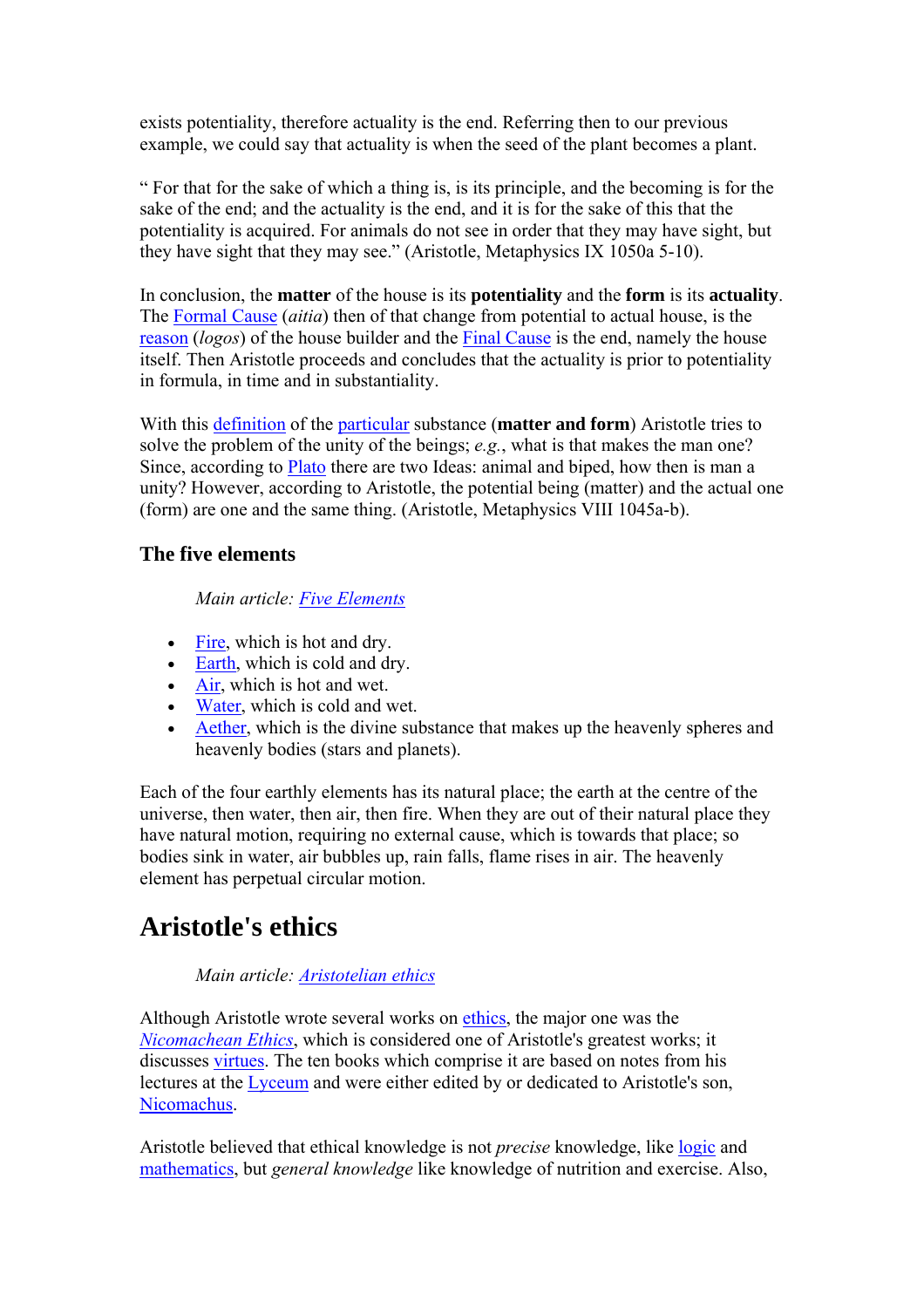exists potentiality, therefore actuality is the end. Referring then to our previous example, we could say that actuality is when the seed of the plant becomes a plant.

" For that for the sake of which a thing is, is its principle, and the becoming is for the sake of the end; and the actuality is the end, and it is for the sake of this that the potentiality is acquired. For animals do not see in order that they may have sight, but they have sight that they may see." (Aristotle, Metaphysics IX 1050a 5-10).

In conclusion, the **matter** of the house is its **potentiality** and the **form** is its **actuality**. The Formal Cause (*aitia*) then of that change from potential to actual house, is the reason (*logos*) of the house builder and the Final Cause is the end, namely the house itself. Then Aristotle proceeds and concludes that the actuality is prior to potentiality in formula, in time and in substantiality.

With this definition of the particular substance (**matter and form**) Aristotle tries to solve the problem of the unity of the beings; *e.g.*, what is that makes the man one? Since, according to Plato there are two Ideas: animal and biped, how then is man a unity? However, according to Aristotle, the potential being (matter) and the actual one (form) are one and the same thing. (Aristotle, Metaphysics VIII 1045a-b).

### The five elements

*Main article: Five Elements*

- Fire, which is hot and dry.
- Earth, which is cold and dry.
- Air, which is hot and wet.
- Water, which is cold and wet.
- Aether, which is the divine substance that makes up the heavenly spheres and heavenly bodies (stars and planets).

Each of the four earthly elements has its natural place; the earth at the centre of the universe, then water, then air, then fire. When they are out of their natural place they have natural motion, requiring no external cause, which is towards that place; so bodies sink in water, air bubbles up, rain falls, flame rises in air. The heavenly element has perpetual circular motion.

## Aristotle's ethics

*Main article: Aristotelian ethics*

Although Aristotle wrote several works on ethics, the major one was the *Nicomachean Ethics*, which is considered one of Aristotle's greatest works; it discusses virtues. The ten books which comprise it are based on notes from his lectures at the Lyceum and were either edited by or dedicated to Aristotle's son, Nicomachus.

Aristotle believed that ethical knowledge is not *precise* knowledge, like logic and mathematics, but *general knowledge* like knowledge of nutrition and exercise. Also,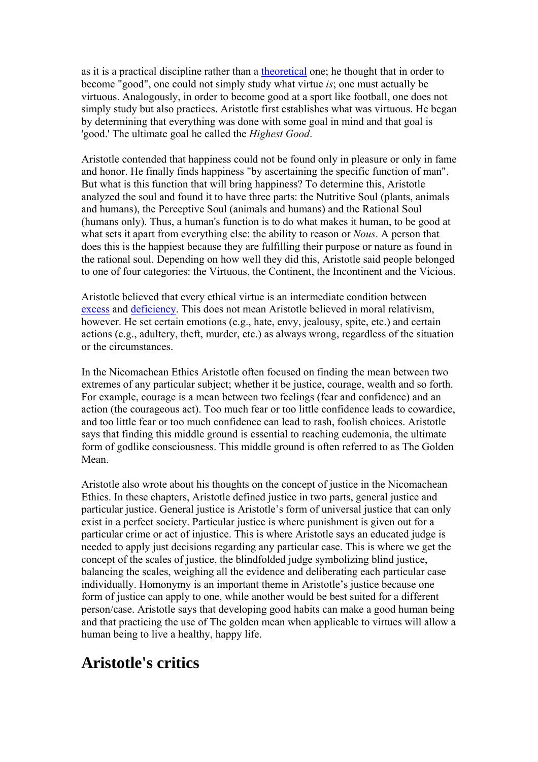as it is a practical discipline rather than a theoretical one; he thought that in order to become "good", one could not simply study what virtue *is*; one must actually be virtuous. Analogously, in order to become good at a sport like football, one does not simply study but also practices. Aristotle first establishes what was virtuous. He began by determining that everything was done with some goal in mind and that goal is 'good.' The ultimate goal he called the *Highest Good*.

Aristotle contended that happiness could not be found only in pleasure or only in fame and honor. He finally finds happiness "by ascertaining the specific function of man". But what is this function that will bring happiness? To determine this, Aristotle analyzed the soul and found it to have three parts: the Nutritive Soul (plants, animals and humans), the Perceptive Soul (animals and humans) and the Rational Soul (humans only). Thus, a human's function is to do what makes it human, to be good at what sets it apart from everything else: the ability to reason or *Nous*. A person that does this is the happiest because they are fulfilling their purpose or nature as found in the rational soul. Depending on how well they did this, Aristotle said people belonged to one of four categories: the Virtuous, the Continent, the Incontinent and the Vicious.

Aristotle believed that every ethical virtue is an intermediate condition between excess and deficiency. This does not mean Aristotle believed in moral relativism, however. He set certain emotions (e.g., hate, envy, jealousy, spite, etc.) and certain actions (e.g., adultery, theft, murder, etc.) as always wrong, regardless of the situation or the circumstances.

In the Nicomachean Ethics Aristotle often focused on finding the mean between two extremes of any particular subject; whether it be justice, courage, wealth and so forth. For example, courage is a mean between two feelings (fear and confidence) and an action (the courageous act). Too much fear or too little confidence leads to cowardice, and too little fear or too much confidence can lead to rash, foolish choices. Aristotle says that finding this middle ground is essential to reaching eudemonia, the ultimate form of godlike consciousness. This middle ground is often referred to as The Golden Mean.

Aristotle also wrote about his thoughts on the concept of justice in the Nicomachean Ethics. In these chapters, Aristotle defined justice in two parts, general justice and particular justice. General justice is Aristotle's form of universal justice that can only exist in a perfect society. Particular justice is where punishment is given out for a particular crime or act of injustice. This is where Aristotle says an educated judge is needed to apply just decisions regarding any particular case. This is where we get the concept of the scales of justice, the blindfolded judge symbolizing blind justice, balancing the scales, weighing all the evidence and deliberating each particular case individually. Homonymy is an important theme in Aristotle's justice because one form of justice can apply to one, while another would be best suited for a different person/case. Aristotle says that developing good habits can make a good human being and that practicing the use of The golden mean when applicable to virtues will allow a human being to live a healthy, happy life.

# Aristotle's critics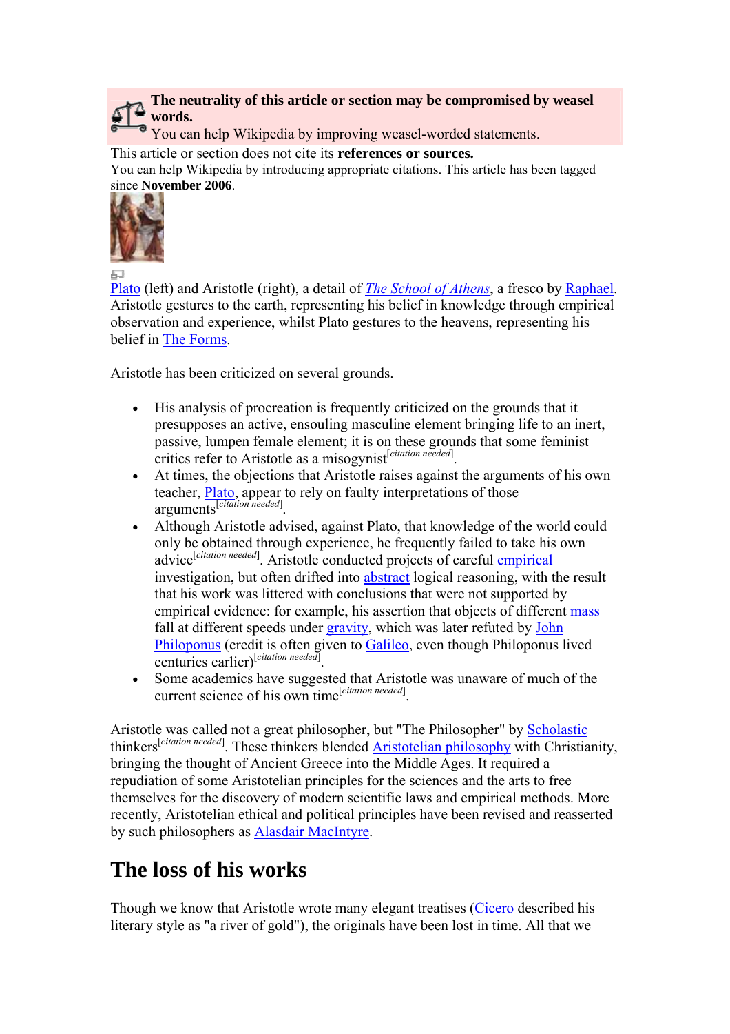**The neutrality of this article or section may be compromised by weasel words.**
You can help Wikipedia by improving weasel-worded statements.

This article or section does not cite its **references or sources.**
You can help Wikipedia by introducing appropriate citations. This article has been tagged since **November 2006**.

Plato (left) and Aristotle (right), a detail of *The School of Athens*, a fresco by Raphael. Aristotle gestures to the earth, representing his belief in knowledge through empirical observation and experience, whilst Plato gestures to the heavens, representing his belief in The Forms.

Aristotle has been criticized on several grounds.

- His analysis of procreation is frequently criticized on the grounds that it presupposes an active, ensouling masculine element bringing life to an inert, passive, lumpen female element; it is on these grounds that some feminist critics refer to Aristotle as a misogynist[citation needed].
- At times, the objections that Aristotle raises against the arguments of his own teacher, Plato, appear to rely on faulty interpretations of those arguments[citation needed].
- Although Aristotle advised, against Plato, that knowledge of the world could only be obtained through experience, he frequently failed to take his own advice[citation needed]. Aristotle conducted projects of careful empirical investigation, but often drifted into abstract logical reasoning, with the result that his work was littered with conclusions that were not supported by empirical evidence: for example, his assertion that objects of different mass fall at different speeds under gravity, which was later refuted by John Philoponus (credit is often given to Galileo, even though Philoponus lived centuries earlier)[citation needed].
- Some academics have suggested that Aristotle was unaware of much of the current science of his own time[citation needed].

Aristotle was called not a great philosopher, but "The Philosopher" by Scholastic thinkers[citation needed]. These thinkers blended Aristotelian philosophy with Christianity, bringing the thought of Ancient Greece into the Middle Ages. It required a repudiation of some Aristotelian principles for the sciences and the arts to free themselves for the discovery of modern scientific laws and empirical methods. More recently, Aristotelian ethical and political principles have been revised and reasserted by such philosophers as Alasdair MacIntyre.

## The loss of his works

Though we know that Aristotle wrote many elegant treatises (Cicero described his literary style as "a river of gold"), the originals have been lost in time. All that we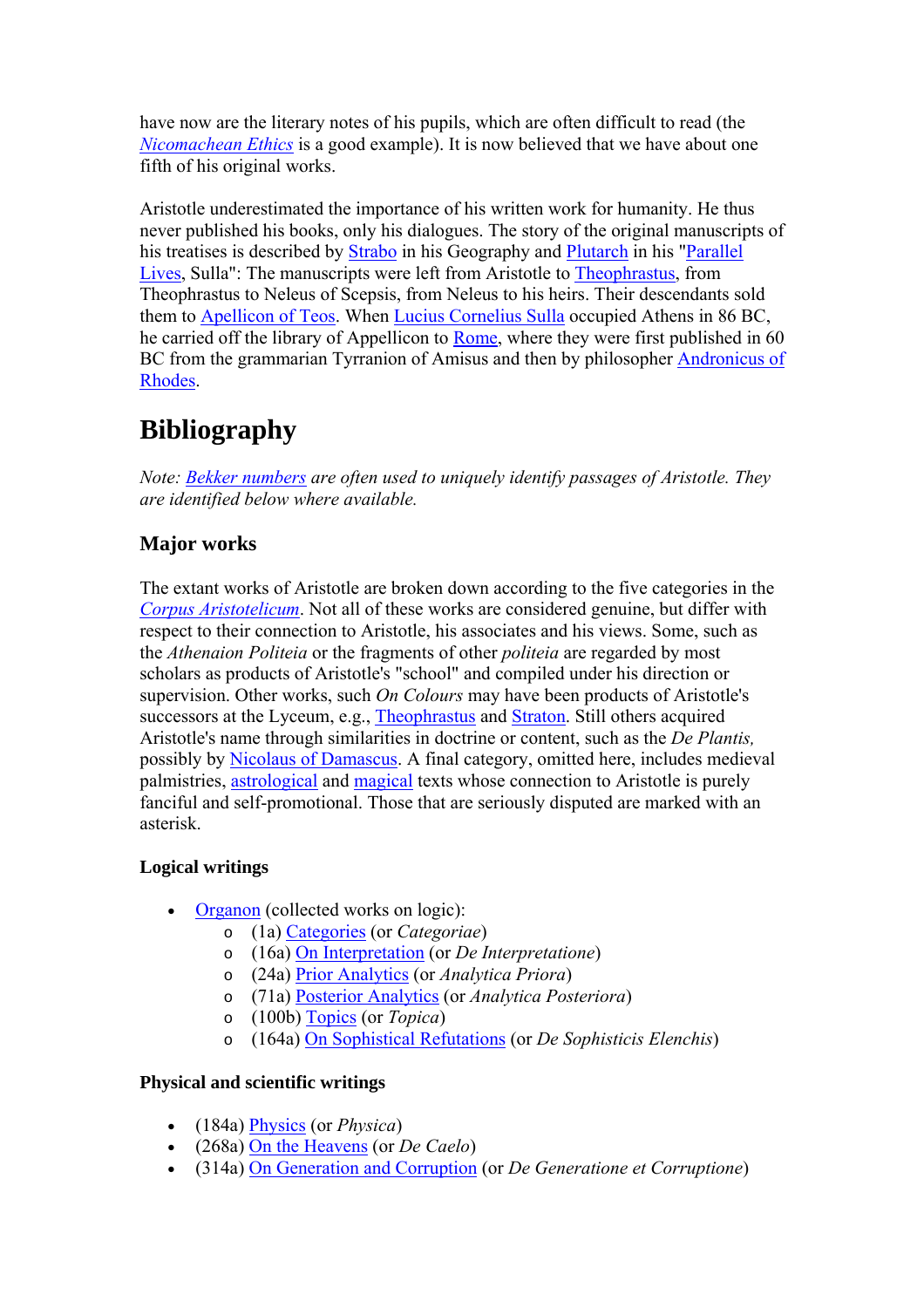have now are the literary notes of his pupils, which are often difficult to read (the *Nicomachean Ethics* is a good example). It is now believed that we have about one fifth of his original works.

Aristotle underestimated the importance of his written work for humanity. He thus never published his books, only his dialogues. The story of the original manuscripts of his treatises is described by Strabo in his Geography and Plutarch in his "Parallel Lives, Sulla": The manuscripts were left from Aristotle to Theophrastus, from Theophrastus to Neleus of Scepsis, from Neleus to his heirs. Their descendants sold them to Apellicon of Teos. When Lucius Cornelius Sulla occupied Athens in 86 BC, he carried off the library of Appellicon to Rome, where they were first published in 60 BC from the grammarian Tyrranion of Amisus and then by philosopher Andronicus of Rhodes.

# Bibliography

*Note: Bekker numbers are often used to uniquely identify passages of Aristotle. They are identified below where available.*

## Major works

The extant works of Aristotle are broken down according to the five categories in the *Corpus Aristotelicum*. Not all of these works are considered genuine, but differ with respect to their connection to Aristotle, his associates and his views. Some, such as the *Athenaion Politeia* or the fragments of other *politeia* are regarded by most scholars as products of Aristotle's "school" and compiled under his direction or supervision. Other works, such *On Colours* may have been products of Aristotle's successors at the Lyceum, e.g., Theophrastus and Straton. Still others acquired Aristotle's name through similarities in doctrine or content, such as the *De Plantis,* possibly by Nicolaus of Damascus. A final category, omitted here, includes medieval palmistries, astrological and magical texts whose connection to Aristotle is purely fanciful and self-promotional. Those that are seriously disputed are marked with an asterisk.

### Logical writings

- Organon (collected works on logic):
  - (1a) Categories (or *Categoriae*)
  - (16a) On Interpretation (or *De Interpretatione*)
  - (24a) Prior Analytics (or *Analytica Priora*)
  - (71a) Posterior Analytics (or *Analytica Posteriora*)
  - (100b) Topics (or *Topica*)
  - (164a) On Sophistical Refutations (or *De Sophisticis Elenchis*)

### Physical and scientific writings

- (184a) Physics (or *Physica*)
- (268a) On the Heavens (or *De Caelo*)
- (314a) On Generation and Corruption (or *De Generatione et Corruptione*)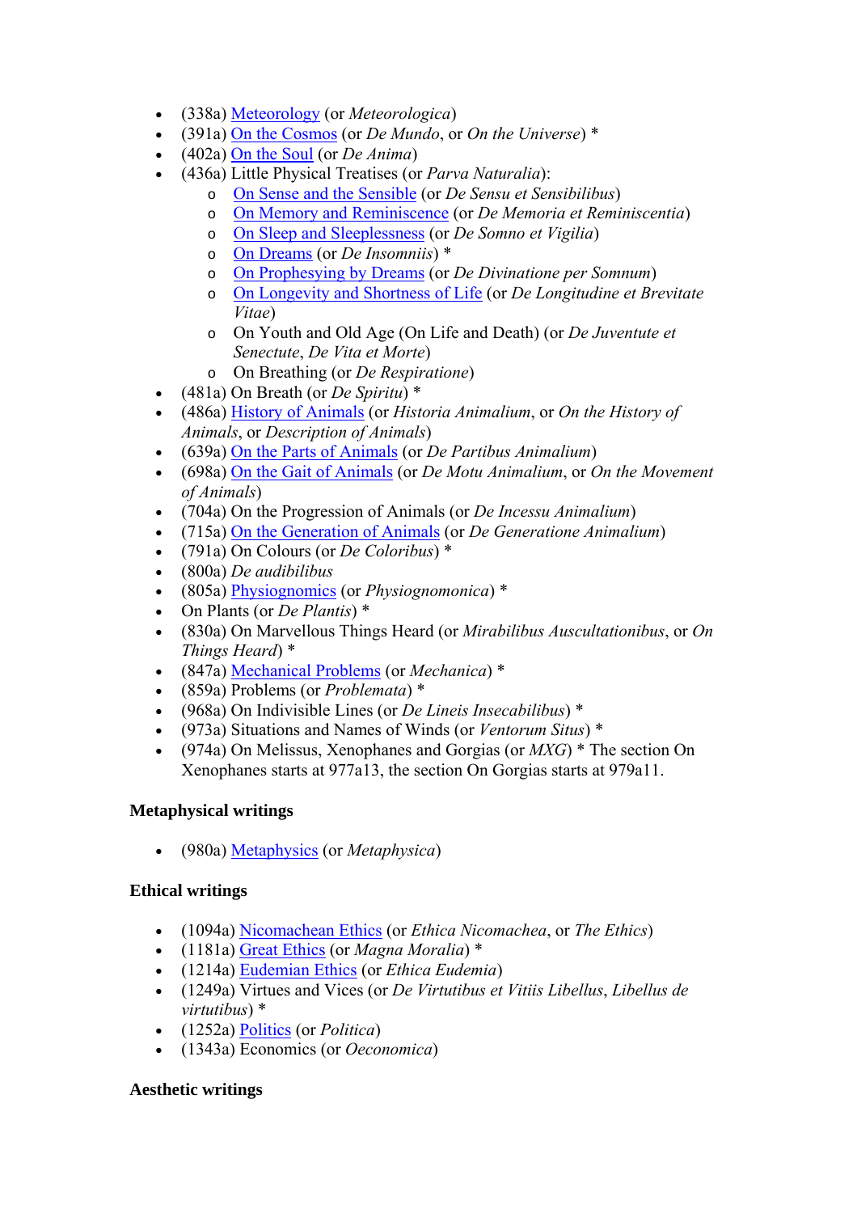- (338a) Meteorology (or *Meteorologica*)
- (391a) On the Cosmos (or *De Mundo*, or *On the Universe*) *
- (402a) On the Soul (or *De Anima*)
- (436a) Little Physical Treatises (or *Parva Naturalia*):
    - On Sense and the Sensible (or *De Sensu et Sensibilibus*)
    - On Memory and Reminiscence (or *De Memoria et Reminiscentia*)
    - On Sleep and Sleeplessness (or *De Somno et Vigilia*)
    - On Dreams (or *De Insomniis*) *
    - On Prophesying by Dreams (or *De Divinatione per Somnum*)
    - On Longevity and Shortness of Life (or *De Longitudine et Brevitate Vitae*)
    - On Youth and Old Age (On Life and Death) (or *De Juventute et Senectute*, *De Vita et Morte*)
    - On Breathing (or *De Respiratione*)
- (481a) On Breath (or *De Spiritu*) *
- (486a) History of Animals (or *Historia Animalium*, or *On the History of Animals*, or *Description of Animals*)
- (639a) On the Parts of Animals (or *De Partibus Animalium*)
- (698a) On the Gait of Animals (or *De Motu Animalium*, or *On the Movement of Animals*)
- (704a) On the Progression of Animals (or *De Incessu Animalium*)
- (715a) On the Generation of Animals (or *De Generatione Animalium*)
- (791a) On Colours (or *De Coloribus*) *
- (800a) *De audibilibus*
- (805a) Physiognomics (or *Physiognomonica*) *
- On Plants (or *De Plantis*) *
- (830a) On Marvellous Things Heard (or *Mirabilibus Auscultationibus*, or *On Things Heard*) *
- (847a) Mechanical Problems (or *Mechanica*) *
- (859a) Problems (or *Problemata*) *
- (968a) On Indivisible Lines (or *De Lineis Insecabilibus*) *
- (973a) Situations and Names of Winds (or *Ventorum Situs*) *
- (974a) On Melissus, Xenophanes and Gorgias (or *MXG*) * The section On Xenophanes starts at 977a13, the section On Gorgias starts at 979a11.

**Metaphysical writings**

- (980a) Metaphysics (or *Metaphysica*)

**Ethical writings**

- (1094a) Nicomachean Ethics (or *Ethica Nicomachea*, or *The Ethics*)
- (1181a) Great Ethics (or *Magna Moralia*) *
- (1214a) Eudemian Ethics (or *Ethica Eudemia*)
- (1249a) Virtues and Vices (or *De Virtutibus et Vitiis Libellus*, *Libellus de virtutibus*) *
- (1252a) Politics (or *Politica*)
- (1343a) Economics (or *Oeconomica*)

**Aesthetic writings**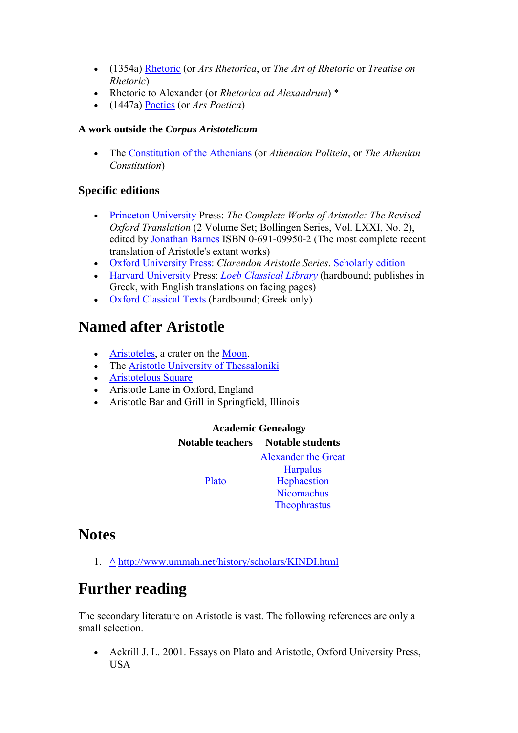- (1354a) Rhetoric (or *Ars Rhetorica*, or *The Art of Rhetoric* or *Treatise on Rhetoric*)
- Rhetoric to Alexander (or *Rhetorica ad Alexandrum*) *
- (1447a) Poetics (or *Ars Poetica*)

### A work outside the *Corpus Aristotelicum*

- The Constitution of the Athenians (or *Athenaion Politeia*, or *The Athenian Constitution*)

### Specific editions

- Princeton University Press: *The Complete Works of Aristotle: The Revised Oxford Translation* (2 Volume Set; Bollingen Series, Vol. LXXI, No. 2), edited by Jonathan Barnes ISBN 0-691-09950-2 (The most complete recent translation of Aristotle's extant works)
- Oxford University Press: *Clarendon Aristotle Series*. Scholarly edition
- Harvard University Press: *Loeb Classical Library* (hardbound; publishes in Greek, with English translations on facing pages)
- Oxford Classical Texts (hardbound; Greek only)

## Named after Aristotle

- Aristoteles, a crater on the Moon.
- The Aristotle University of Thessaloniki
- Aristotelous Square
- Aristotle Lane in Oxford, England
- Aristotle Bar and Grill in Springfield, Illinois

| Academic Genealogy | |
|---|---|
| **Notable teachers** | **Notable students** |
| Plato | Alexander the Great<br>Harpalus<br>Hephaestion<br>Nicomachus<br>Theophrastus |

## Notes

1. ^ http://www.ummah.net/history/scholars/KINDI.html

## Further reading

The secondary literature on Aristotle is vast. The following references are only a small selection.

- Ackrill J. L. 2001. Essays on Plato and Aristotle, Oxford University Press, USA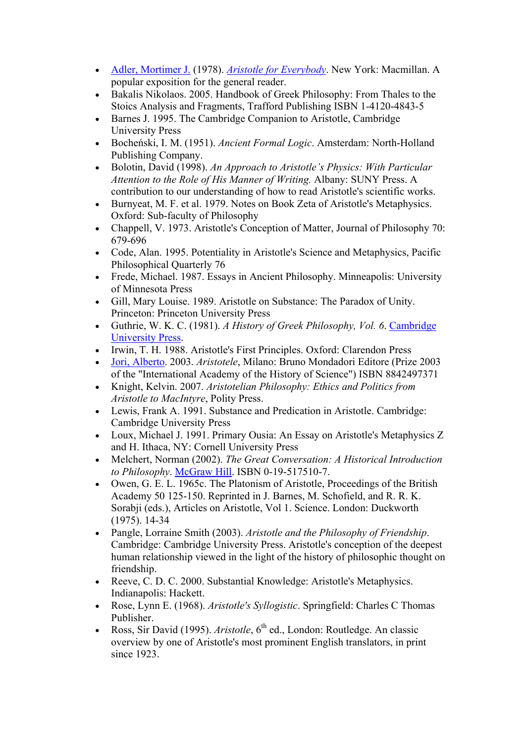- Adler, Mortimer J. (1978). *Aristotle for Everybody*. New York: Macmillan. A popular exposition for the general reader.
- Bakalis Nikolaos. 2005. Handbook of Greek Philosophy: From Thales to the Stoics Analysis and Fragments, Trafford Publishing ISBN 1-4120-4843-5
- Barnes J. 1995. The Cambridge Companion to Aristotle, Cambridge University Press
- Bocheński, I. M. (1951). *Ancient Formal Logic*. Amsterdam: North-Holland Publishing Company.
- Bolotin, David (1998). *An Approach to Aristotle's Physics: With Particular Attention to the Role of His Manner of Writing.* Albany: SUNY Press. A contribution to our understanding of how to read Aristotle's scientific works.
- Burnyeat, M. F. et al. 1979. Notes on Book Zeta of Aristotle's Metaphysics. Oxford: Sub-faculty of Philosophy
- Chappell, V. 1973. Aristotle's Conception of Matter, Journal of Philosophy 70: 679-696
- Code, Alan. 1995. Potentiality in Aristotle's Science and Metaphysics, Pacific Philosophical Quarterly 76
- Frede, Michael. 1987. Essays in Ancient Philosophy. Minneapolis: University of Minnesota Press
- Gill, Mary Louise. 1989. Aristotle on Substance: The Paradox of Unity. Princeton: Princeton University Press
- Guthrie, W. K. C. (1981). *A History of Greek Philosophy, Vol. 6*. Cambridge University Press.
- Irwin, T. H. 1988. Aristotle's First Principles. Oxford: Clarendon Press
- Jori, Alberto. 2003. *Aristotele*, Milano: Bruno Mondadori Editore (Prize 2003 of the "International Academy of the History of Science") ISBN 8842497371
- Knight, Kelvin. 2007. *Aristotelian Philosophy: Ethics and Politics from Aristotle to MacIntyre*, Polity Press.
- Lewis, Frank A. 1991. Substance and Predication in Aristotle. Cambridge: Cambridge University Press
- Loux, Michael J. 1991. Primary Ousia: An Essay on Aristotle's Metaphysics Z and H. Ithaca, NY: Cornell University Press
- Melchert, Norman (2002). *The Great Conversation: A Historical Introduction to Philosophy*. McGraw Hill. ISBN 0-19-517510-7.
- Owen, G. E. L. 1965c. The Platonism of Aristotle, Proceedings of the British Academy 50 125-150. Reprinted in J. Barnes, M. Schofield, and R. R. K. Sorabji (eds.), Articles on Aristotle, Vol 1. Science. London: Duckworth (1975). 14-34
- Pangle, Lorraine Smith (2003). *Aristotle and the Philosophy of Friendship*. Cambridge: Cambridge University Press. Aristotle's conception of the deepest human relationship viewed in the light of the history of philosophic thought on friendship.
- Reeve, C. D. C. 2000. Substantial Knowledge: Aristotle's Metaphysics. Indianapolis: Hackett.
- Rose, Lynn E. (1968). *Aristotle's Syllogistic*. Springfield: Charles C Thomas Publisher.
- Ross, Sir David (1995). *Aristotle*, 6th ed., London: Routledge. An classic overview by one of Aristotle's most prominent English translators, in print since 1923.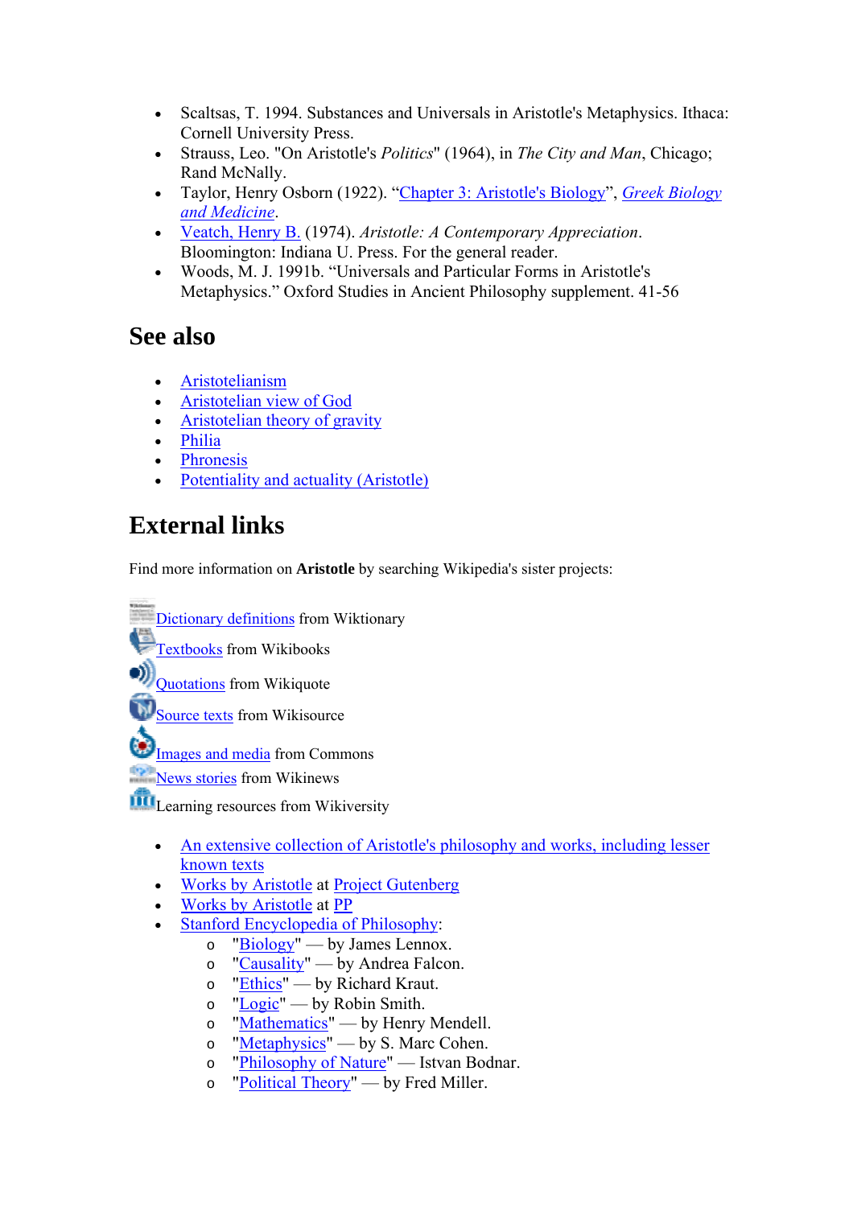- Scaltsas, T. 1994. Substances and Universals in Aristotle's Metaphysics. Ithaca: Cornell University Press.
- Strauss, Leo. "On Aristotle's *Politics*" (1964), in *The City and Man*, Chicago; Rand McNally.
- Taylor, Henry Osborn (1922). "Chapter 3: Aristotle's Biology", *Greek Biology and Medicine*.
- Veatch, Henry B. (1974). *Aristotle: A Contemporary Appreciation*. Bloomington: Indiana U. Press. For the general reader.
- Woods, M. J. 1991b. "Universals and Particular Forms in Aristotle's Metaphysics." Oxford Studies in Ancient Philosophy supplement. 41-56

## See also

- Aristotelianism
- Aristotelian view of God
- Aristotelian theory of gravity
- Philia
- Phronesis
- Potentiality and actuality (Aristotle)

## External links

Find more information on **Aristotle** by searching Wikipedia's sister projects:

Dictionary definitions from Wiktionary
Textbooks from Wikibooks
Quotations from Wikiquote
Source texts from Wikisource
Images and media from Commons
News stories from Wikinews
Learning resources from Wikiversity

- An extensive collection of Aristotle's philosophy and works, including lesser known texts
- Works by Aristotle at Project Gutenberg
- Works by Aristotle at PP
- Stanford Encyclopedia of Philosophy:
  - "Biology" — by James Lennox.
  - "Causality" — by Andrea Falcon.
  - "Ethics" — by Richard Kraut.
  - "Logic" — by Robin Smith.
  - "Mathematics" — by Henry Mendell.
  - "Metaphysics" — by S. Marc Cohen.
  - "Philosophy of Nature" — Istvan Bodnar.
  - "Political Theory" — by Fred Miller.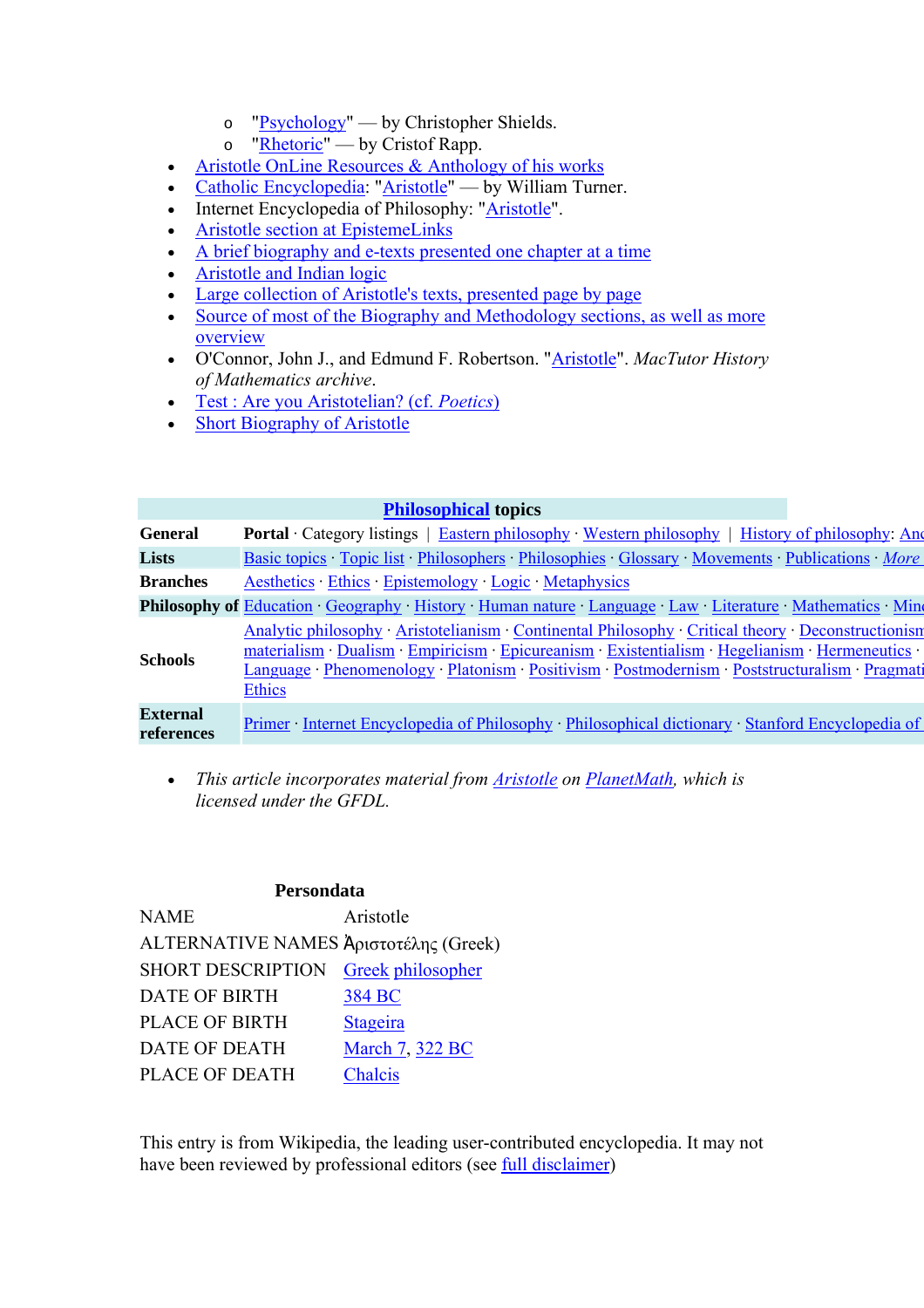- "Psychology" — by Christopher Shields.
  - "Rhetoric" — by Cristof Rapp.
- Aristotle OnLine Resources & Anthology of his works
- Catholic Encyclopedia: "Aristotle" — by William Turner.
- Internet Encyclopedia of Philosophy: "Aristotle".
- Aristotle section at EpistemeLinks
- A brief biography and e-texts presented one chapter at a time
- Aristotle and Indian logic
- Large collection of Aristotle's texts, presented page by page
- Source of most of the Biography and Methodology sections, as well as more overview
- O'Connor, John J., and Edmund F. Robertson. "Aristotle". *MacTutor History of Mathematics archive*.
- Test : Are you Aristotelian? (cf. *Poetics*)
- Short Biography of Aristotle

| **Philosophical topics** | |
|---|---|
| **General** | **Portal** · Category listings \| Eastern philosophy · Western philosophy \| History of philosophy: Anc |
| **Lists** | Basic topics · Topic list · Philosophers · Philosophies · Glossary · Movements · Publications · *More* |
| **Branches** | Aesthetics · Ethics · Epistemology · Logic · Metaphysics |
| **Philosophy of** | Education · Geography · History · Human nature · Language · Law · Literature · Mathematics · Mind |
| **Schools** | Analytic philosophy · Aristotelianism · Continental Philosophy · Critical theory · Deconstructionism materialism · Dualism · Empiricism · Epicureanism · Existentialism · Hegelianism · Hermeneutics · Language · Phenomenology · Platonism · Positivism · Postmodernism · Poststructuralism · Pragmati Ethics |
| **External references** | Primer · Internet Encyclopedia of Philosophy · Philosophical dictionary · Stanford Encyclopedia of |

- *This article incorporates material from Aristotle on PlanetMath, which is licensed under the GFDL.*

| **Persondata** | |
|---|---|
| NAME | Aristotle |
| ALTERNATIVE NAMES | Ἀριστοτέλης (Greek) |
| SHORT DESCRIPTION | Greek philosopher |
| DATE OF BIRTH | 384 BC |
| PLACE OF BIRTH | Stageira |
| DATE OF DEATH | March 7, 322 BC |
| PLACE OF DEATH | Chalcis |

This entry is from Wikipedia, the leading user-contributed encyclopedia. It may not have been reviewed by professional editors (see full disclaimer)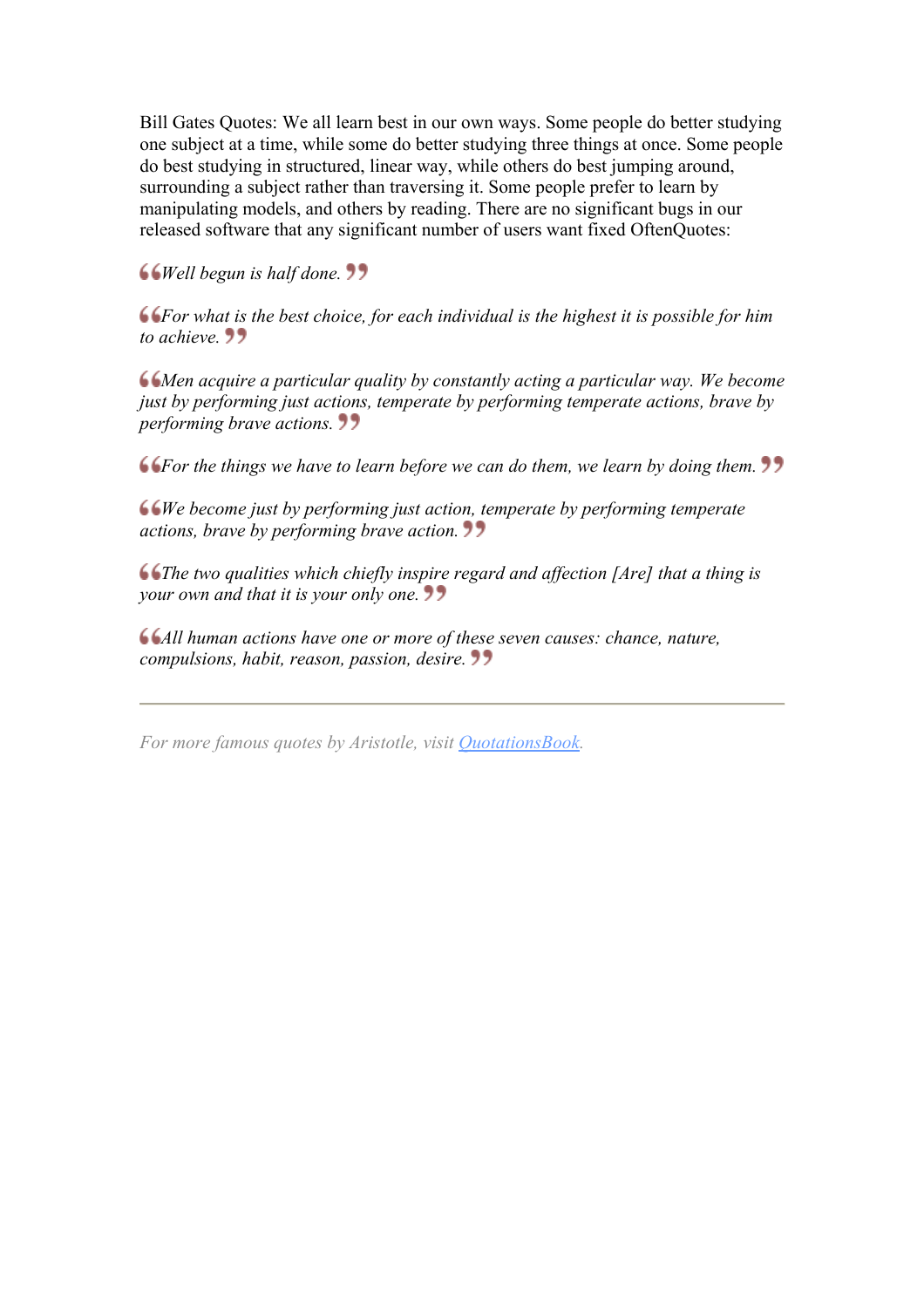Bill Gates Quotes: We all learn best in our own ways. Some people do better studying one subject at a time, while some do better studying three things at once. Some people do best studying in structured, linear way, while others do best jumping around, surrounding a subject rather than traversing it. Some people prefer to learn by manipulating models, and others by reading. There are no significant bugs in our released software that any significant number of users want fixed OftenQuotes:

“*Well begun is half done.*”

“*For what is the best choice, for each individual is the highest it is possible for him to achieve.*”

“*Men acquire a particular quality by constantly acting a particular way. We become just by performing just actions, temperate by performing temperate actions, brave by performing brave actions.*”

“*For the things we have to learn before we can do them, we learn by doing them.*”

“*We become just by performing just action, temperate by performing temperate actions, brave by performing brave action.*”

“*The two qualities which chiefly inspire regard and affection [Are] that a thing is your own and that it is your only one.*”

“*All human actions have one or more of these seven causes: chance, nature, compulsions, habit, reason, passion, desire.*”

---

*For more famous quotes by Aristotle, visit [QuotationsBook](QuotationsBook).*